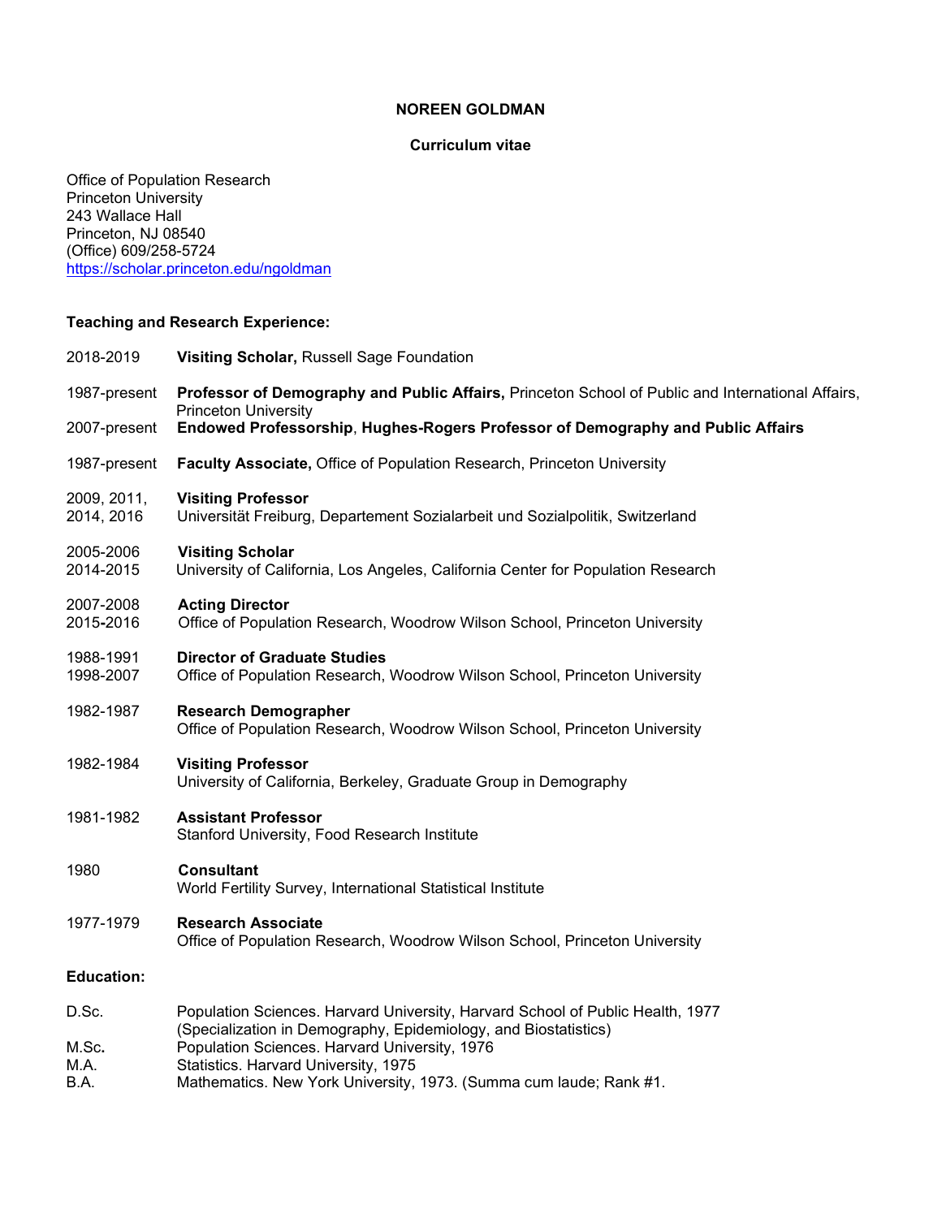# NOREEN GOLDMAN

## Curriculum vitae

Office of Population Research
Princeton University
243 Wallace Hall
Princeton, NJ 08540
(Office) 609/258-5724
https://scholar.princeton.edu/ngoldman

## Teaching and Research Experience:

| | |
|---|---|
| 2018-2019 | **Visiting Scholar,** Russell Sage Foundation |
| 1987-present | **Professor of Demography and Public Affairs,** Princeton School of Public and International Affairs, Princeton University |
| 2007-present | **Endowed Professorship**, **Hughes-Rogers Professor of Demography and Public Affairs** |
| 1987-present | **Faculty Associate,** Office of Population Research, Princeton University |
| 2009, 2011, 2014, 2016 | **Visiting Professor**<br>Universität Freiburg, Departement Sozialarbeit und Sozialpolitik, Switzerland |
| 2005-2006<br>2014-2015 | **Visiting Scholar**<br>University of California, Los Angeles, California Center for Population Research |
| 2007-2008<br>2015-2016 | **Acting Director**<br>Office of Population Research, Woodrow Wilson School, Princeton University |
| 1988-1991<br>1998-2007 | **Director of Graduate Studies**<br>Office of Population Research, Woodrow Wilson School, Princeton University |
| 1982-1987 | **Research Demographer**<br>Office of Population Research, Woodrow Wilson School, Princeton University |
| 1982-1984 | **Visiting Professor**<br>University of California, Berkeley, Graduate Group in Demography |
| 1981-1982 | **Assistant Professor**<br>Stanford University, Food Research Institute |
| 1980 | **Consultant**<br>World Fertility Survey, International Statistical Institute |
| 1977-1979 | **Research Associate**<br>Office of Population Research, Woodrow Wilson School, Princeton University |

## Education:

| | |
|---|---|
| D.Sc. | Population Sciences. Harvard University, Harvard School of Public Health, 1977 (Specialization in Demography, Epidemiology, and Biostatistics) |
| M.Sc. | Population Sciences. Harvard University, 1976 |
| M.A. | Statistics. Harvard University, 1975 |
| B.A. | Mathematics. New York University, 1973. (Summa cum laude; Rank #1. |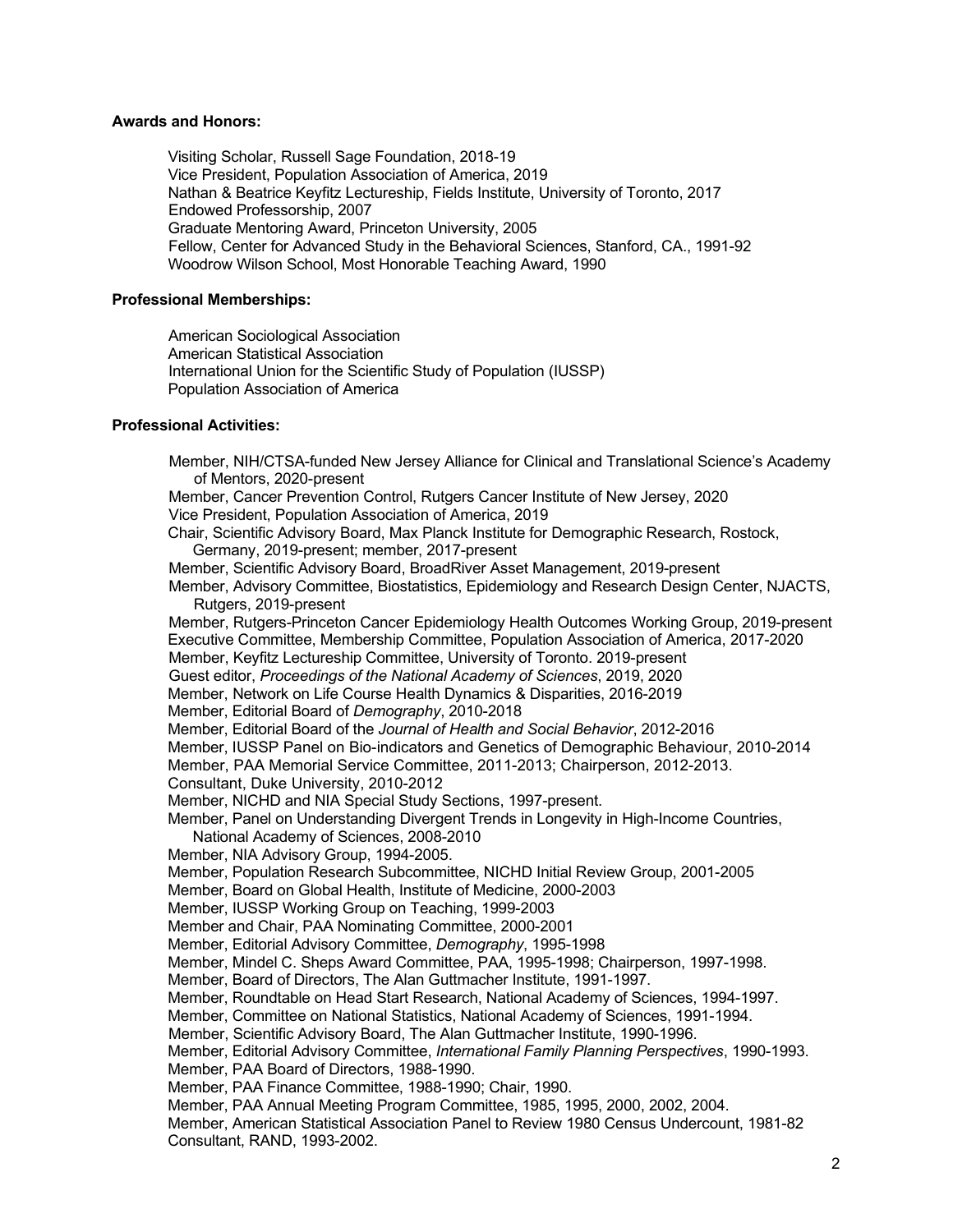**Awards and Honors:**

Visiting Scholar, Russell Sage Foundation, 2018-19
Vice President, Population Association of America, 2019
Nathan & Beatrice Keyfitz Lectureship, Fields Institute, University of Toronto, 2017
Endowed Professorship, 2007
Graduate Mentoring Award, Princeton University, 2005
Fellow, Center for Advanced Study in the Behavioral Sciences, Stanford, CA., 1991-92
Woodrow Wilson School, Most Honorable Teaching Award, 1990

**Professional Memberships:**

American Sociological Association
American Statistical Association
International Union for the Scientific Study of Population (IUSSP)
Population Association of America

**Professional Activities:**

Member, NIH/CTSA-funded New Jersey Alliance for Clinical and Translational Science's Academy of Mentors, 2020-present
Member, Cancer Prevention Control, Rutgers Cancer Institute of New Jersey, 2020
Vice President, Population Association of America, 2019
Chair, Scientific Advisory Board, Max Planck Institute for Demographic Research, Rostock, Germany, 2019-present; member, 2017-present
Member, Scientific Advisory Board, BroadRiver Asset Management, 2019-present
Member, Advisory Committee, Biostatistics, Epidemiology and Research Design Center, NJACTS, Rutgers, 2019-present
Member, Rutgers-Princeton Cancer Epidemiology Health Outcomes Working Group, 2019-present
Executive Committee, Membership Committee, Population Association of America, 2017-2020
Member, Keyfitz Lectureship Committee, University of Toronto. 2019-present
Guest editor, *Proceedings of the National Academy of Sciences*, 2019, 2020
Member, Network on Life Course Health Dynamics & Disparities, 2016-2019
Member, Editorial Board of *Demography*, 2010-2018
Member, Editorial Board of the *Journal of Health and Social Behavior*, 2012-2016
Member, IUSSP Panel on Bio-indicators and Genetics of Demographic Behaviour, 2010-2014
Member, PAA Memorial Service Committee, 2011-2013; Chairperson, 2012-2013.
Consultant, Duke University, 2010-2012
Member, NICHD and NIA Special Study Sections, 1997-present.
Member, Panel on Understanding Divergent Trends in Longevity in High-Income Countries, National Academy of Sciences, 2008-2010
Member, NIA Advisory Group, 1994-2005.
Member, Population Research Subcommittee, NICHD Initial Review Group, 2001-2005
Member, Board on Global Health, Institute of Medicine, 2000-2003
Member, IUSSP Working Group on Teaching, 1999-2003
Member and Chair, PAA Nominating Committee, 2000-2001
Member, Editorial Advisory Committee, *Demography*, 1995-1998
Member, Mindel C. Sheps Award Committee, PAA, 1995-1998; Chairperson, 1997-1998.
Member, Board of Directors, The Alan Guttmacher Institute, 1991-1997.
Member, Roundtable on Head Start Research, National Academy of Sciences, 1994-1997.
Member, Committee on National Statistics, National Academy of Sciences, 1991-1994.
Member, Scientific Advisory Board, The Alan Guttmacher Institute, 1990-1996.
Member, Editorial Advisory Committee, *International Family Planning Perspectives*, 1990-1993.
Member, PAA Board of Directors, 1988-1990.
Member, PAA Finance Committee, 1988-1990; Chair, 1990.
Member, PAA Annual Meeting Program Committee, 1985, 1995, 2000, 2002, 2004.
Member, American Statistical Association Panel to Review 1980 Census Undercount, 1981-82
Consultant, RAND, 1993-2002.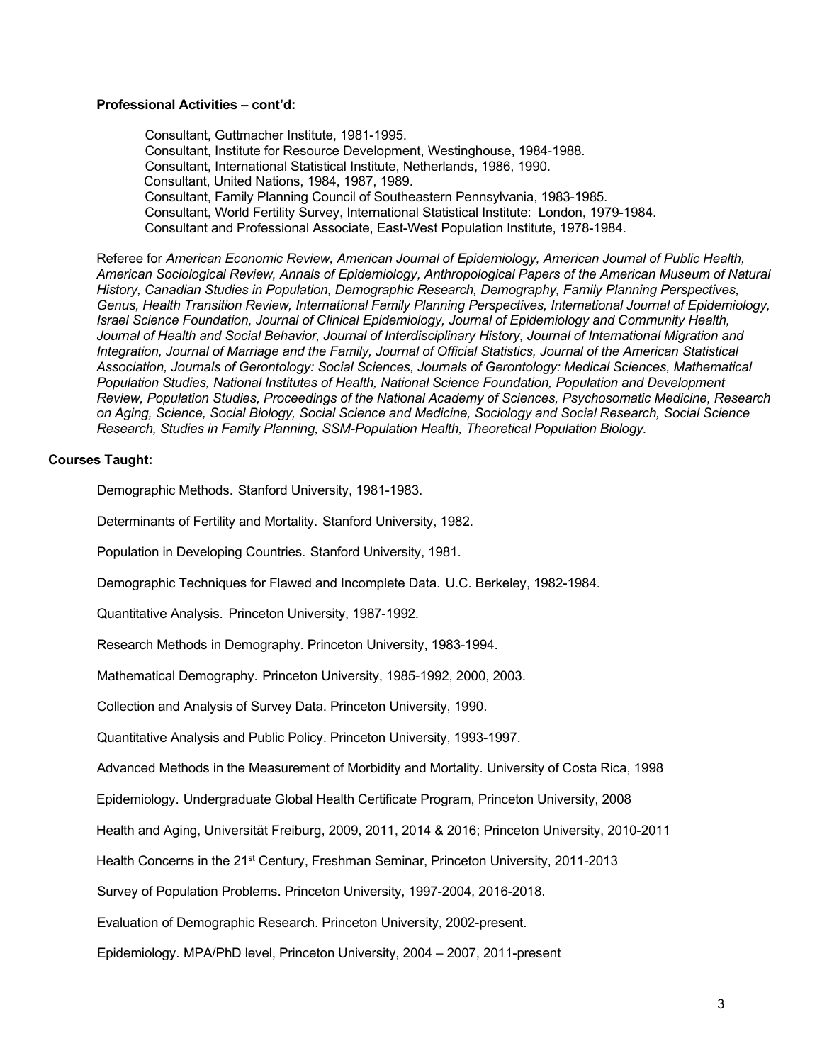**Professional Activities – cont'd:**

Consultant, Guttmacher Institute, 1981-1995.
Consultant, Institute for Resource Development, Westinghouse, 1984-1988.
Consultant, International Statistical Institute, Netherlands, 1986, 1990.
Consultant, United Nations, 1984, 1987, 1989.
Consultant, Family Planning Council of Southeastern Pennsylvania, 1983-1985.
Consultant, World Fertility Survey, International Statistical Institute: London, 1979-1984.
Consultant and Professional Associate, East-West Population Institute, 1978-1984.

Referee for *American Economic Review, American Journal of Epidemiology, American Journal of Public Health, American Sociological Review, Annals of Epidemiology, Anthropological Papers of the American Museum of Natural History, Canadian Studies in Population, Demographic Research, Demography, Family Planning Perspectives, Genus, Health Transition Review, International Family Planning Perspectives, International Journal of Epidemiology, Israel Science Foundation, Journal of Clinical Epidemiology, Journal of Epidemiology and Community Health, Journal of Health and Social Behavior, Journal of Interdisciplinary History, Journal of International Migration and Integration, Journal of Marriage and the Family, Journal of Official Statistics, Journal of the American Statistical Association, Journals of Gerontology: Social Sciences, Journals of Gerontology: Medical Sciences, Mathematical Population Studies, National Institutes of Health, National Science Foundation, Population and Development Review, Population Studies, Proceedings of the National Academy of Sciences, Psychosomatic Medicine, Research on Aging, Science, Social Biology, Social Science and Medicine, Sociology and Social Research, Social Science Research, Studies in Family Planning, SSM-Population Health, Theoretical Population Biology.*

**Courses Taught:**

Demographic Methods. Stanford University, 1981-1983.

Determinants of Fertility and Mortality. Stanford University, 1982.

Population in Developing Countries. Stanford University, 1981.

Demographic Techniques for Flawed and Incomplete Data. U.C. Berkeley, 1982-1984.

Quantitative Analysis. Princeton University, 1987-1992.

Research Methods in Demography. Princeton University, 1983-1994.

Mathematical Demography. Princeton University, 1985-1992, 2000, 2003.

Collection and Analysis of Survey Data. Princeton University, 1990.

Quantitative Analysis and Public Policy. Princeton University, 1993-1997.

Advanced Methods in the Measurement of Morbidity and Mortality. University of Costa Rica, 1998

Epidemiology. Undergraduate Global Health Certificate Program, Princeton University, 2008

Health and Aging, Universität Freiburg, 2009, 2011, 2014 & 2016; Princeton University, 2010-2011

Health Concerns in the 21st Century, Freshman Seminar, Princeton University, 2011-2013

Survey of Population Problems. Princeton University, 1997-2004, 2016-2018.

Evaluation of Demographic Research. Princeton University, 2002-present.

Epidemiology. MPA/PhD level, Princeton University, 2004 – 2007, 2011-present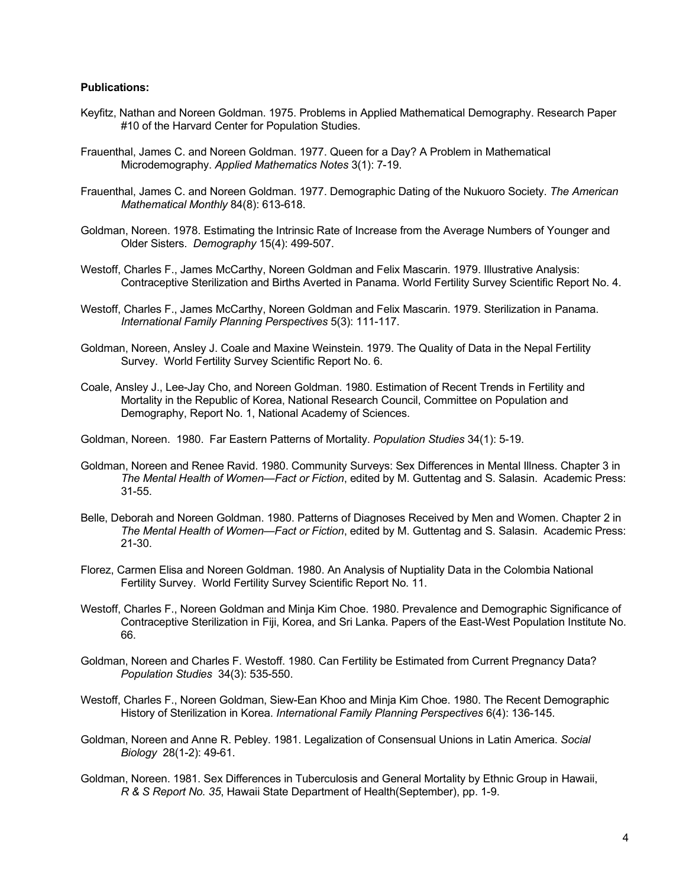**Publications:**

Keyfitz, Nathan and Noreen Goldman. 1975. Problems in Applied Mathematical Demography. Research Paper #10 of the Harvard Center for Population Studies.

Frauenthal, James C. and Noreen Goldman. 1977. Queen for a Day? A Problem in Mathematical Microdemography. *Applied Mathematics Notes* 3(1): 7-19.

Frauenthal, James C. and Noreen Goldman. 1977. Demographic Dating of the Nukuoro Society. *The American Mathematical Monthly* 84(8): 613-618.

Goldman, Noreen. 1978. Estimating the Intrinsic Rate of Increase from the Average Numbers of Younger and Older Sisters. *Demography* 15(4): 499-507.

Westoff, Charles F., James McCarthy, Noreen Goldman and Felix Mascarin. 1979. Illustrative Analysis: Contraceptive Sterilization and Births Averted in Panama. World Fertility Survey Scientific Report No. 4.

Westoff, Charles F., James McCarthy, Noreen Goldman and Felix Mascarin. 1979. Sterilization in Panama. *International Family Planning Perspectives* 5(3): 111-117.

Goldman, Noreen, Ansley J. Coale and Maxine Weinstein. 1979. The Quality of Data in the Nepal Fertility Survey. World Fertility Survey Scientific Report No. 6.

Coale, Ansley J., Lee-Jay Cho, and Noreen Goldman. 1980. Estimation of Recent Trends in Fertility and Mortality in the Republic of Korea, National Research Council, Committee on Population and Demography, Report No. 1, National Academy of Sciences.

Goldman, Noreen. 1980. Far Eastern Patterns of Mortality. *Population Studies* 34(1): 5-19.

Goldman, Noreen and Renee Ravid. 1980. Community Surveys: Sex Differences in Mental Illness. Chapter 3 in *The Mental Health of Women—Fact or Fiction*, edited by M. Guttentag and S. Salasin. Academic Press: 31-55.

Belle, Deborah and Noreen Goldman. 1980. Patterns of Diagnoses Received by Men and Women. Chapter 2 in *The Mental Health of Women—Fact or Fiction*, edited by M. Guttentag and S. Salasin. Academic Press: 21-30.

Florez, Carmen Elisa and Noreen Goldman. 1980. An Analysis of Nuptiality Data in the Colombia National Fertility Survey. World Fertility Survey Scientific Report No. 11.

Westoff, Charles F., Noreen Goldman and Minja Kim Choe. 1980. Prevalence and Demographic Significance of Contraceptive Sterilization in Fiji, Korea, and Sri Lanka. Papers of the East-West Population Institute No. 66.

Goldman, Noreen and Charles F. Westoff. 1980. Can Fertility be Estimated from Current Pregnancy Data? *Population Studies* 34(3): 535-550.

Westoff, Charles F., Noreen Goldman, Siew-Ean Khoo and Minja Kim Choe. 1980. The Recent Demographic History of Sterilization in Korea. *International Family Planning Perspectives* 6(4): 136-145.

Goldman, Noreen and Anne R. Pebley. 1981. Legalization of Consensual Unions in Latin America. *Social Biology* 28(1-2): 49-61.

Goldman, Noreen. 1981. Sex Differences in Tuberculosis and General Mortality by Ethnic Group in Hawaii, *R & S Report No. 35*, Hawaii State Department of Health(September), pp. 1-9.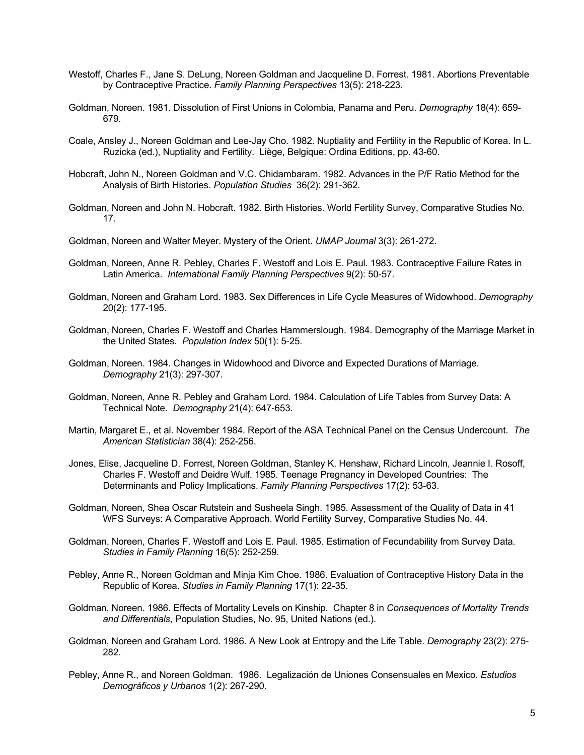Westoff, Charles F., Jane S. DeLung, Noreen Goldman and Jacqueline D. Forrest. 1981. Abortions Preventable by Contraceptive Practice. *Family Planning Perspectives* 13(5): 218-223.

Goldman, Noreen. 1981. Dissolution of First Unions in Colombia, Panama and Peru. *Demography* 18(4): 659-679.

Coale, Ansley J., Noreen Goldman and Lee-Jay Cho. 1982. Nuptiality and Fertility in the Republic of Korea. In L. Ruzicka (ed.), Nuptiality and Fertility. Liège, Belgique: Ordina Editions, pp. 43-60.

Hobcraft, John N., Noreen Goldman and V.C. Chidambaram. 1982. Advances in the P/F Ratio Method for the Analysis of Birth Histories. *Population Studies* 36(2): 291-362.

Goldman, Noreen and John N. Hobcraft. 1982. Birth Histories. World Fertility Survey, Comparative Studies No. 17.

Goldman, Noreen and Walter Meyer. Mystery of the Orient. *UMAP Journal* 3(3): 261-272.

Goldman, Noreen, Anne R. Pebley, Charles F. Westoff and Lois E. Paul. 1983. Contraceptive Failure Rates in Latin America. *International Family Planning Perspectives* 9(2): 50-57.

Goldman, Noreen and Graham Lord. 1983. Sex Differences in Life Cycle Measures of Widowhood. *Demography* 20(2): 177-195.

Goldman, Noreen, Charles F. Westoff and Charles Hammerslough. 1984. Demography of the Marriage Market in the United States. *Population Index* 50(1): 5-25.

Goldman, Noreen. 1984. Changes in Widowhood and Divorce and Expected Durations of Marriage. *Demography* 21(3): 297-307.

Goldman, Noreen, Anne R. Pebley and Graham Lord. 1984. Calculation of Life Tables from Survey Data: A Technical Note. *Demography* 21(4): 647-653.

Martin, Margaret E., et al. November 1984. Report of the ASA Technical Panel on the Census Undercount. *The American Statistician* 38(4): 252-256.

Jones, Elise, Jacqueline D. Forrest, Noreen Goldman, Stanley K. Henshaw, Richard Lincoln, Jeannie I. Rosoff, Charles F. Westoff and Deidre Wulf. 1985. Teenage Pregnancy in Developed Countries: The Determinants and Policy Implications. *Family Planning Perspectives* 17(2): 53-63.

Goldman, Noreen, Shea Oscar Rutstein and Susheela Singh. 1985. Assessment of the Quality of Data in 41 WFS Surveys: A Comparative Approach. World Fertility Survey, Comparative Studies No. 44.

Goldman, Noreen, Charles F. Westoff and Lois E. Paul. 1985. Estimation of Fecundability from Survey Data. *Studies in Family Planning* 16(5): 252-259.

Pebley, Anne R., Noreen Goldman and Minja Kim Choe. 1986. Evaluation of Contraceptive History Data in the Republic of Korea. *Studies in Family Planning* 17(1): 22-35.

Goldman, Noreen. 1986. Effects of Mortality Levels on Kinship. Chapter 8 in *Consequences of Mortality Trends and Differentials*, Population Studies, No. 95, United Nations (ed.).

Goldman, Noreen and Graham Lord. 1986. A New Look at Entropy and the Life Table. *Demography* 23(2): 275-282.

Pebley, Anne R., and Noreen Goldman. 1986. Legalización de Uniones Consensuales en Mexico. *Estudios Demográficos y Urbanos* 1(2): 267-290.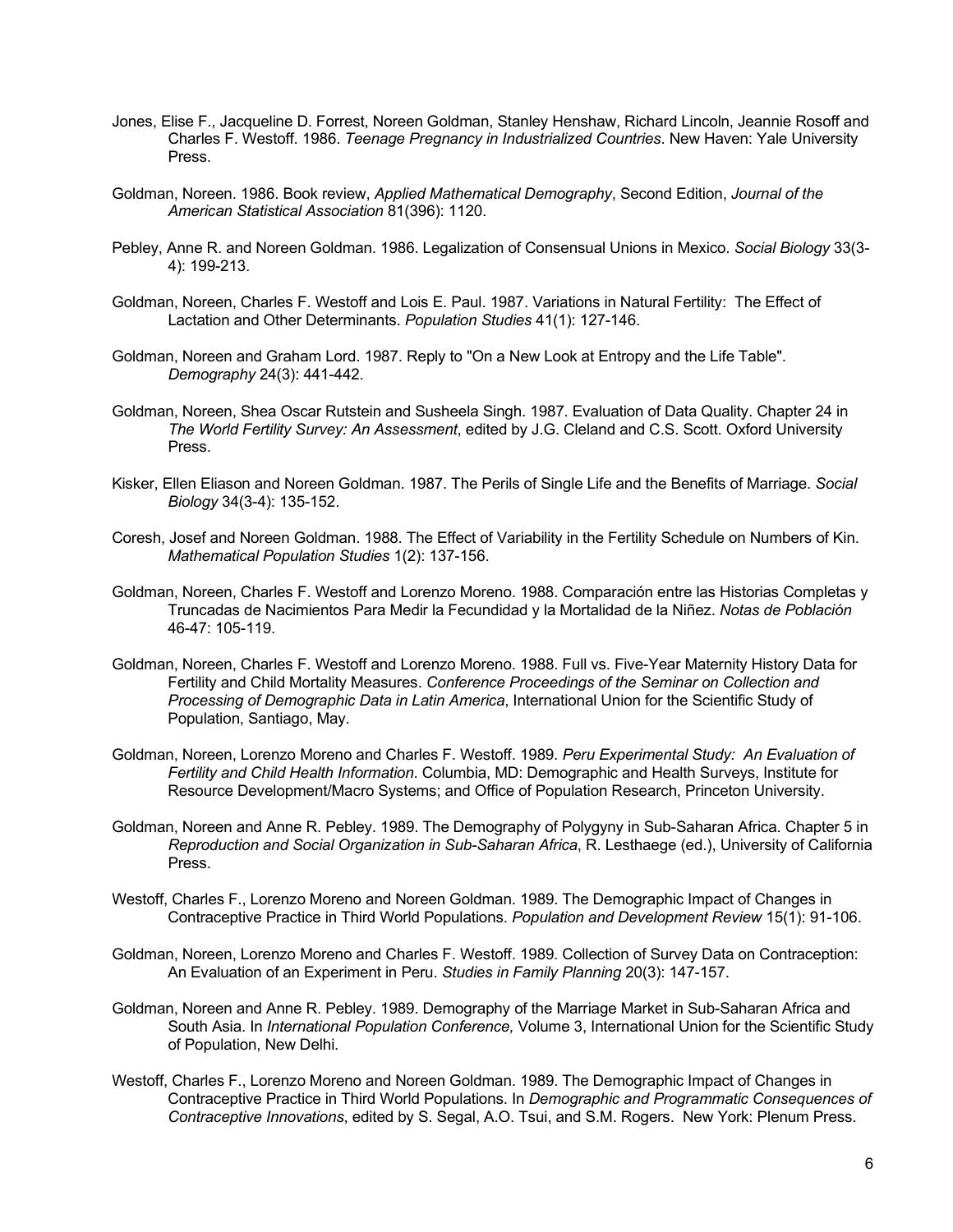Jones, Elise F., Jacqueline D. Forrest, Noreen Goldman, Stanley Henshaw, Richard Lincoln, Jeannie Rosoff and Charles F. Westoff. 1986. *Teenage Pregnancy in Industrialized Countries*. New Haven: Yale University Press.

Goldman, Noreen. 1986. Book review, *Applied Mathematical Demography*, Second Edition, *Journal of the American Statistical Association* 81(396): 1120.

Pebley, Anne R. and Noreen Goldman. 1986. Legalization of Consensual Unions in Mexico. *Social Biology* 33(3-4): 199-213.

Goldman, Noreen, Charles F. Westoff and Lois E. Paul. 1987. Variations in Natural Fertility: The Effect of Lactation and Other Determinants. *Population Studies* 41(1): 127-146.

Goldman, Noreen and Graham Lord. 1987. Reply to "On a New Look at Entropy and the Life Table". *Demography* 24(3): 441-442.

Goldman, Noreen, Shea Oscar Rutstein and Susheela Singh. 1987. Evaluation of Data Quality. Chapter 24 in *The World Fertility Survey: An Assessment*, edited by J.G. Cleland and C.S. Scott. Oxford University Press.

Kisker, Ellen Eliason and Noreen Goldman. 1987. The Perils of Single Life and the Benefits of Marriage. *Social Biology* 34(3-4): 135-152.

Coresh, Josef and Noreen Goldman. 1988. The Effect of Variability in the Fertility Schedule on Numbers of Kin. *Mathematical Population Studies* 1(2): 137-156.

Goldman, Noreen, Charles F. Westoff and Lorenzo Moreno. 1988. Comparación entre las Historias Completas y Truncadas de Nacimientos Para Medir la Fecundidad y la Mortalidad de la Niñez. *Notas de Población* 46-47: 105-119.

Goldman, Noreen, Charles F. Westoff and Lorenzo Moreno. 1988. Full vs. Five-Year Maternity History Data for Fertility and Child Mortality Measures. *Conference Proceedings of the Seminar on Collection and Processing of Demographic Data in Latin America*, International Union for the Scientific Study of Population, Santiago, May.

Goldman, Noreen, Lorenzo Moreno and Charles F. Westoff. 1989. *Peru Experimental Study: An Evaluation of Fertility and Child Health Information*. Columbia, MD: Demographic and Health Surveys, Institute for Resource Development/Macro Systems; and Office of Population Research, Princeton University.

Goldman, Noreen and Anne R. Pebley. 1989. The Demography of Polygyny in Sub-Saharan Africa. Chapter 5 in *Reproduction and Social Organization in Sub-Saharan Africa*, R. Lesthaege (ed.), University of California Press.

Westoff, Charles F., Lorenzo Moreno and Noreen Goldman. 1989. The Demographic Impact of Changes in Contraceptive Practice in Third World Populations. *Population and Development Review* 15(1): 91-106.

Goldman, Noreen, Lorenzo Moreno and Charles F. Westoff. 1989. Collection of Survey Data on Contraception: An Evaluation of an Experiment in Peru. *Studies in Family Planning* 20(3): 147-157.

Goldman, Noreen and Anne R. Pebley. 1989. Demography of the Marriage Market in Sub-Saharan Africa and South Asia. In *International Population Conference,* Volume 3, International Union for the Scientific Study of Population, New Delhi.

Westoff, Charles F., Lorenzo Moreno and Noreen Goldman. 1989. The Demographic Impact of Changes in Contraceptive Practice in Third World Populations. In *Demographic and Programmatic Consequences of Contraceptive Innovations*, edited by S. Segal, A.O. Tsui, and S.M. Rogers. New York: Plenum Press.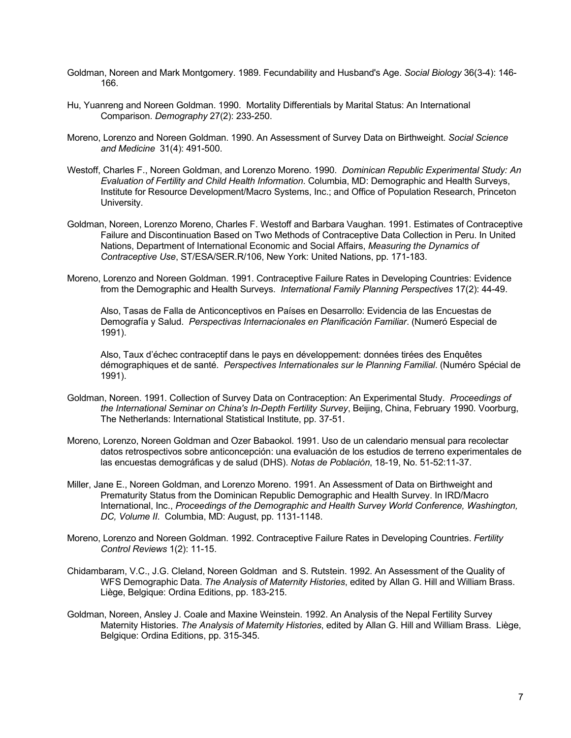Goldman, Noreen and Mark Montgomery. 1989. Fecundability and Husband's Age. *Social Biology* 36(3-4): 146-166.

Hu, Yuanreng and Noreen Goldman. 1990. Mortality Differentials by Marital Status: An International Comparison. *Demography* 27(2): 233-250.

Moreno, Lorenzo and Noreen Goldman. 1990. An Assessment of Survey Data on Birthweight. *Social Science and Medicine* 31(4): 491-500.

Westoff, Charles F., Noreen Goldman, and Lorenzo Moreno. 1990. *Dominican Republic Experimental Study: An Evaluation of Fertility and Child Health Information*. Columbia, MD: Demographic and Health Surveys, Institute for Resource Development/Macro Systems, Inc.; and Office of Population Research, Princeton University.

Goldman, Noreen, Lorenzo Moreno, Charles F. Westoff and Barbara Vaughan. 1991. Estimates of Contraceptive Failure and Discontinuation Based on Two Methods of Contraceptive Data Collection in Peru. In United Nations, Department of International Economic and Social Affairs, *Measuring the Dynamics of Contraceptive Use*, ST/ESA/SER.R/106, New York: United Nations, pp. 171-183.

Moreno, Lorenzo and Noreen Goldman. 1991. Contraceptive Failure Rates in Developing Countries: Evidence from the Demographic and Health Surveys. *International Family Planning Perspectives* 17(2): 44-49.

Also, Tasas de Falla de Anticonceptivos en Países en Desarrollo: Evidencia de las Encuestas de Demografía y Salud. *Perspectivas Internacionales en Planificación Familiar*. (Numeró Especial de 1991).

Also, Taux d'échec contraceptif dans le pays en développement: données tirées des Enquêtes démographiques et de santé. *Perspectives Internationales sur le Planning Familial*. (Numéro Spécial de 1991).

Goldman, Noreen. 1991. Collection of Survey Data on Contraception: An Experimental Study. *Proceedings of the International Seminar on China's In-Depth Fertility Survey*, Beijing, China, February 1990. Voorburg, The Netherlands: International Statistical Institute, pp. 37-51.

Moreno, Lorenzo, Noreen Goldman and Ozer Babaokol. 1991. Uso de un calendario mensual para recolectar datos retrospectivos sobre anticoncepción: una evaluación de los estudios de terreno experimentales de las encuestas demográficas y de salud (DHS). *Notas de Población*, 18-19, No. 51-52:11-37.

Miller, Jane E., Noreen Goldman, and Lorenzo Moreno. 1991. An Assessment of Data on Birthweight and Prematurity Status from the Dominican Republic Demographic and Health Survey. In IRD/Macro International, Inc., *Proceedings of the Demographic and Health Survey World Conference, Washington, DC, Volume II*. Columbia, MD: August, pp. 1131-1148.

Moreno, Lorenzo and Noreen Goldman. 1992. Contraceptive Failure Rates in Developing Countries. *Fertility Control Reviews* 1(2): 11-15.

Chidambaram, V.C., J.G. Cleland, Noreen Goldman and S. Rutstein. 1992. An Assessment of the Quality of WFS Demographic Data. *The Analysis of Maternity Histories*, edited by Allan G. Hill and William Brass. Liège, Belgique: Ordina Editions, pp. 183-215.

Goldman, Noreen, Ansley J. Coale and Maxine Weinstein. 1992. An Analysis of the Nepal Fertility Survey Maternity Histories. *The Analysis of Maternity Histories*, edited by Allan G. Hill and William Brass. Liège, Belgique: Ordina Editions, pp. 315-345.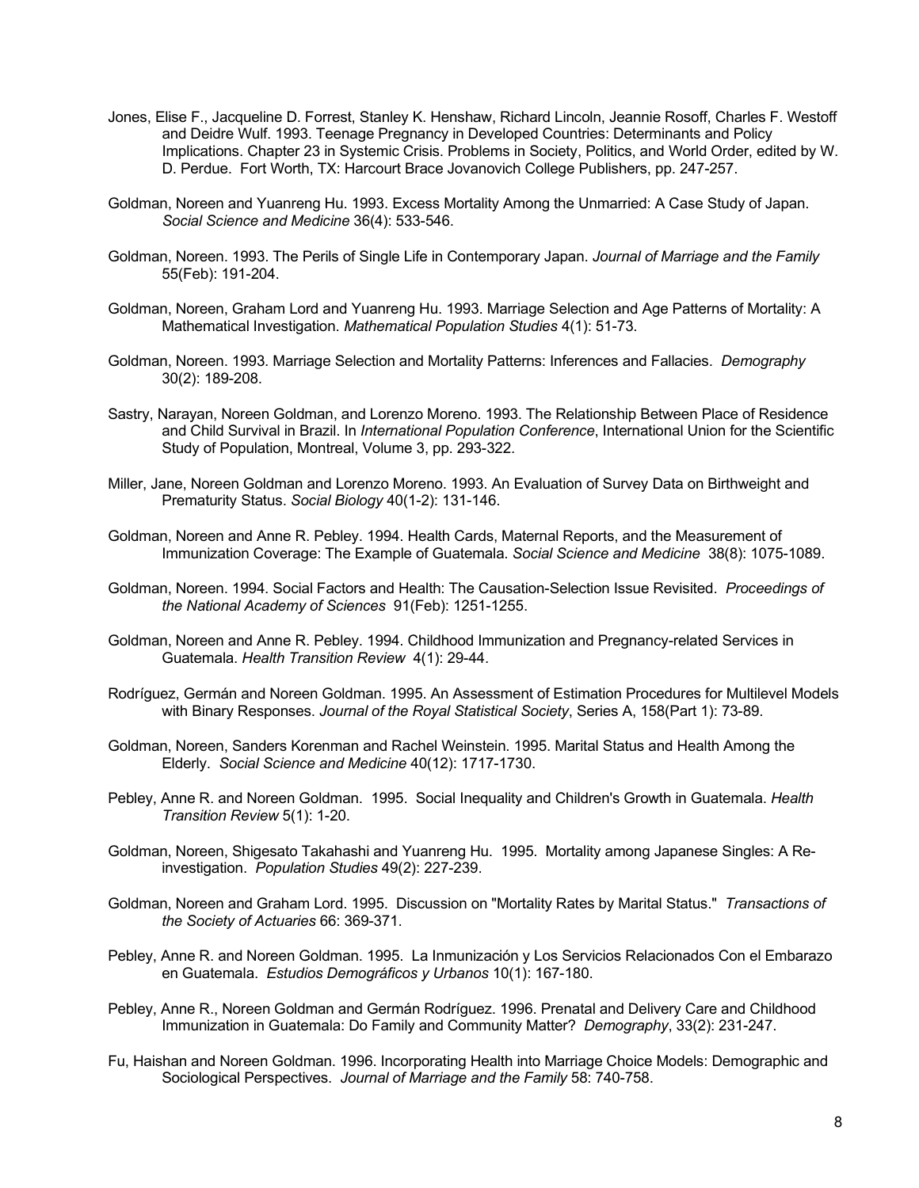Jones, Elise F., Jacqueline D. Forrest, Stanley K. Henshaw, Richard Lincoln, Jeannie Rosoff, Charles F. Westoff and Deidre Wulf. 1993. Teenage Pregnancy in Developed Countries: Determinants and Policy Implications. Chapter 23 in Systemic Crisis. Problems in Society, Politics, and World Order, edited by W. D. Perdue. Fort Worth, TX: Harcourt Brace Jovanovich College Publishers, pp. 247-257.

Goldman, Noreen and Yuanreng Hu. 1993. Excess Mortality Among the Unmarried: A Case Study of Japan. *Social Science and Medicine* 36(4): 533-546.

Goldman, Noreen. 1993. The Perils of Single Life in Contemporary Japan. *Journal of Marriage and the Family* 55(Feb): 191-204.

Goldman, Noreen, Graham Lord and Yuanreng Hu. 1993. Marriage Selection and Age Patterns of Mortality: A Mathematical Investigation. *Mathematical Population Studies* 4(1): 51-73.

Goldman, Noreen. 1993. Marriage Selection and Mortality Patterns: Inferences and Fallacies. *Demography* 30(2): 189-208.

Sastry, Narayan, Noreen Goldman, and Lorenzo Moreno. 1993. The Relationship Between Place of Residence and Child Survival in Brazil. In *International Population Conference*, International Union for the Scientific Study of Population, Montreal, Volume 3, pp. 293-322.

Miller, Jane, Noreen Goldman and Lorenzo Moreno. 1993. An Evaluation of Survey Data on Birthweight and Prematurity Status. *Social Biology* 40(1-2): 131-146.

Goldman, Noreen and Anne R. Pebley. 1994. Health Cards, Maternal Reports, and the Measurement of Immunization Coverage: The Example of Guatemala. *Social Science and Medicine* 38(8): 1075-1089.

Goldman, Noreen. 1994. Social Factors and Health: The Causation-Selection Issue Revisited. *Proceedings of the National Academy of Sciences* 91(Feb): 1251-1255.

Goldman, Noreen and Anne R. Pebley. 1994. Childhood Immunization and Pregnancy-related Services in Guatemala. *Health Transition Review* 4(1): 29-44.

Rodríguez, Germán and Noreen Goldman. 1995. An Assessment of Estimation Procedures for Multilevel Models with Binary Responses. *Journal of the Royal Statistical Society*, Series A, 158(Part 1): 73-89.

Goldman, Noreen, Sanders Korenman and Rachel Weinstein. 1995. Marital Status and Health Among the Elderly. *Social Science and Medicine* 40(12): 1717-1730.

Pebley, Anne R. and Noreen Goldman. 1995. Social Inequality and Children's Growth in Guatemala. *Health Transition Review* 5(1): 1-20.

Goldman, Noreen, Shigesato Takahashi and Yuanreng Hu. 1995. Mortality among Japanese Singles: A Re-investigation. *Population Studies* 49(2): 227-239.

Goldman, Noreen and Graham Lord. 1995. Discussion on "Mortality Rates by Marital Status." *Transactions of the Society of Actuaries* 66: 369-371.

Pebley, Anne R. and Noreen Goldman. 1995. La Inmunización y Los Servicios Relacionados Con el Embarazo en Guatemala. *Estudios Demográficos y Urbanos* 10(1): 167-180.

Pebley, Anne R., Noreen Goldman and Germán Rodríguez. 1996. Prenatal and Delivery Care and Childhood Immunization in Guatemala: Do Family and Community Matter? *Demography*, 33(2): 231-247.

Fu, Haishan and Noreen Goldman. 1996. Incorporating Health into Marriage Choice Models: Demographic and Sociological Perspectives. *Journal of Marriage and the Family* 58: 740-758.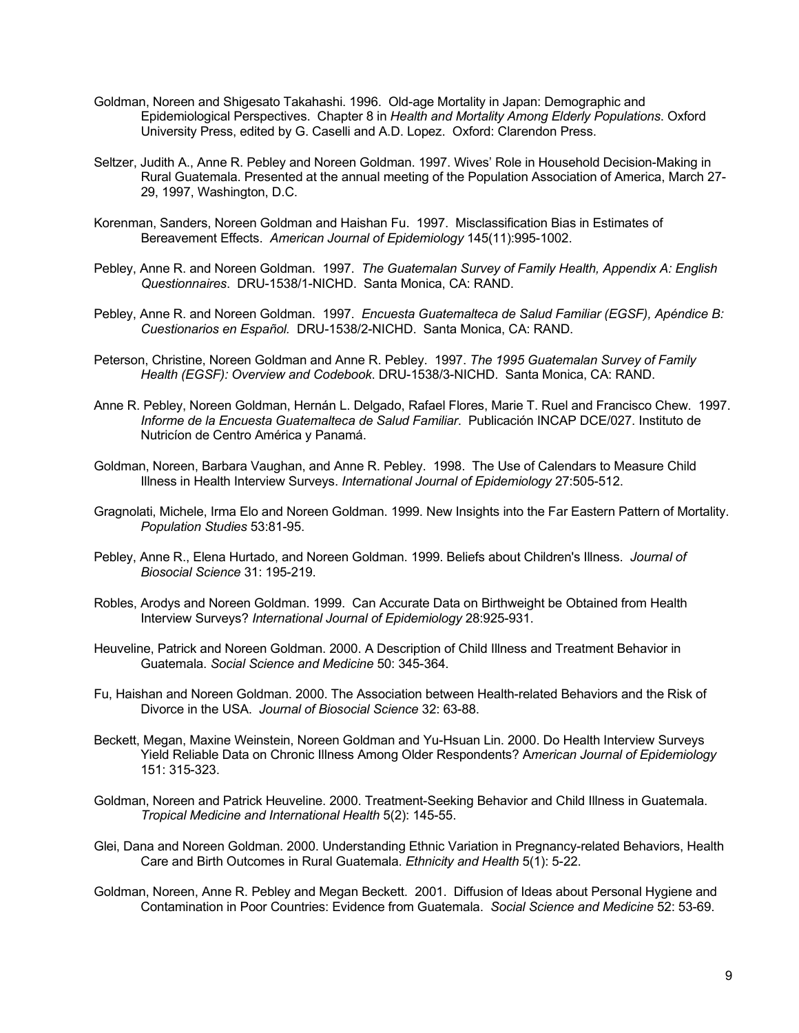Goldman, Noreen and Shigesato Takahashi. 1996. Old-age Mortality in Japan: Demographic and Epidemiological Perspectives. Chapter 8 in *Health and Mortality Among Elderly Populations*. Oxford University Press, edited by G. Caselli and A.D. Lopez. Oxford: Clarendon Press.

Seltzer, Judith A., Anne R. Pebley and Noreen Goldman. 1997. Wives' Role in Household Decision-Making in Rural Guatemala. Presented at the annual meeting of the Population Association of America, March 27-29, 1997, Washington, D.C.

Korenman, Sanders, Noreen Goldman and Haishan Fu. 1997. Misclassification Bias in Estimates of Bereavement Effects. *American Journal of Epidemiology* 145(11):995-1002.

Pebley, Anne R. and Noreen Goldman. 1997. *The Guatemalan Survey of Family Health, Appendix A: English Questionnaires*. DRU-1538/1-NICHD. Santa Monica, CA: RAND.

Pebley, Anne R. and Noreen Goldman. 1997. *Encuesta Guatemalteca de Salud Familiar (EGSF), Apéndice B: Cuestionarios en Español.* DRU-1538/2-NICHD. Santa Monica, CA: RAND.

Peterson, Christine, Noreen Goldman and Anne R. Pebley. 1997. *The 1995 Guatemalan Survey of Family Health (EGSF): Overview and Codebook*. DRU-1538/3-NICHD. Santa Monica, CA: RAND.

Anne R. Pebley, Noreen Goldman, Hernán L. Delgado, Rafael Flores, Marie T. Ruel and Francisco Chew. 1997. *Informe de la Encuesta Guatemalteca de Salud Familiar*. Publicación INCAP DCE/027. Instituto de Nutricíon de Centro América y Panamá.

Goldman, Noreen, Barbara Vaughan, and Anne R. Pebley. 1998. The Use of Calendars to Measure Child Illness in Health Interview Surveys. *International Journal of Epidemiology* 27:505-512.

Gragnolati, Michele, Irma Elo and Noreen Goldman. 1999. New Insights into the Far Eastern Pattern of Mortality. *Population Studies* 53:81-95.

Pebley, Anne R., Elena Hurtado, and Noreen Goldman. 1999. Beliefs about Children's Illness. *Journal of Biosocial Science* 31: 195-219.

Robles, Arodys and Noreen Goldman. 1999. Can Accurate Data on Birthweight be Obtained from Health Interview Surveys? *International Journal of Epidemiology* 28:925-931.

Heuveline, Patrick and Noreen Goldman. 2000. A Description of Child Illness and Treatment Behavior in Guatemala. *Social Science and Medicine* 50: 345-364.

Fu, Haishan and Noreen Goldman. 2000. The Association between Health-related Behaviors and the Risk of Divorce in the USA. *Journal of Biosocial Science* 32: 63-88.

Beckett, Megan, Maxine Weinstein, Noreen Goldman and Yu-Hsuan Lin. 2000. Do Health Interview Surveys Yield Reliable Data on Chronic Illness Among Older Respondents? *American Journal of Epidemiology* 151: 315-323.

Goldman, Noreen and Patrick Heuveline. 2000. Treatment-Seeking Behavior and Child Illness in Guatemala. *Tropical Medicine and International Health* 5(2): 145-55.

Glei, Dana and Noreen Goldman. 2000. Understanding Ethnic Variation in Pregnancy-related Behaviors, Health Care and Birth Outcomes in Rural Guatemala. *Ethnicity and Health* 5(1): 5-22.

Goldman, Noreen, Anne R. Pebley and Megan Beckett. 2001. Diffusion of Ideas about Personal Hygiene and Contamination in Poor Countries: Evidence from Guatemala. *Social Science and Medicine* 52: 53-69.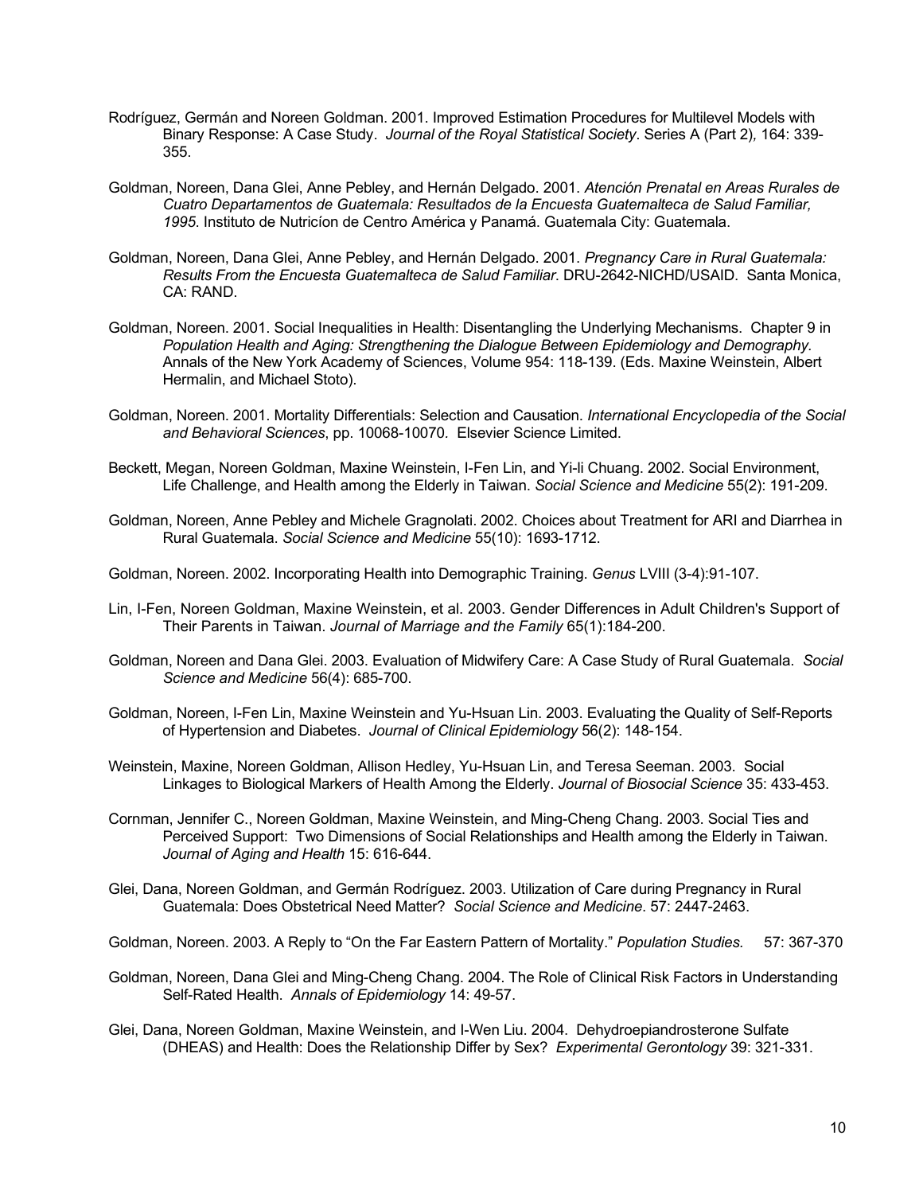Rodríguez, Germán and Noreen Goldman. 2001. Improved Estimation Procedures for Multilevel Models with Binary Response: A Case Study. *Journal of the Royal Statistical Society*. Series A (Part 2), 164: 339-355.

Goldman, Noreen, Dana Glei, Anne Pebley, and Hernán Delgado. 2001. *Atención Prenatal en Areas Rurales de Cuatro Departamentos de Guatemala: Resultados de la Encuesta Guatemalteca de Salud Familiar, 1995*. Instituto de Nutricíon de Centro América y Panamá. Guatemala City: Guatemala.

Goldman, Noreen, Dana Glei, Anne Pebley, and Hernán Delgado. 2001. *Pregnancy Care in Rural Guatemala: Results From the Encuesta Guatemalteca de Salud Familiar*. DRU-2642-NICHD/USAID. Santa Monica, CA: RAND.

Goldman, Noreen. 2001. Social Inequalities in Health: Disentangling the Underlying Mechanisms. Chapter 9 in *Population Health and Aging: Strengthening the Dialogue Between Epidemiology and Demography.* Annals of the New York Academy of Sciences, Volume 954: 118-139. (Eds. Maxine Weinstein, Albert Hermalin, and Michael Stoto).

Goldman, Noreen. 2001. Mortality Differentials: Selection and Causation. *International Encyclopedia of the Social and Behavioral Sciences*, pp. 10068-10070. Elsevier Science Limited.

Beckett, Megan, Noreen Goldman, Maxine Weinstein, I-Fen Lin, and Yi-li Chuang. 2002. Social Environment, Life Challenge, and Health among the Elderly in Taiwan. *Social Science and Medicine* 55(2): 191-209.

Goldman, Noreen, Anne Pebley and Michele Gragnolati. 2002. Choices about Treatment for ARI and Diarrhea in Rural Guatemala. *Social Science and Medicine* 55(10): 1693-1712.

Goldman, Noreen. 2002. Incorporating Health into Demographic Training. *Genus* LVIII (3-4):91-107.

Lin, I-Fen, Noreen Goldman, Maxine Weinstein, et al. 2003. Gender Differences in Adult Children's Support of Their Parents in Taiwan. *Journal of Marriage and the Family* 65(1):184-200.

Goldman, Noreen and Dana Glei. 2003. Evaluation of Midwifery Care: A Case Study of Rural Guatemala. *Social Science and Medicine* 56(4): 685-700.

Goldman, Noreen, I-Fen Lin, Maxine Weinstein and Yu-Hsuan Lin. 2003. Evaluating the Quality of Self-Reports of Hypertension and Diabetes. *Journal of Clinical Epidemiology* 56(2): 148-154.

Weinstein, Maxine, Noreen Goldman, Allison Hedley, Yu-Hsuan Lin, and Teresa Seeman. 2003. Social Linkages to Biological Markers of Health Among the Elderly. *Journal of Biosocial Science* 35: 433-453.

Cornman, Jennifer C., Noreen Goldman, Maxine Weinstein, and Ming-Cheng Chang. 2003. Social Ties and Perceived Support: Two Dimensions of Social Relationships and Health among the Elderly in Taiwan. *Journal of Aging and Health* 15: 616-644.

Glei, Dana, Noreen Goldman, and Germán Rodríguez. 2003. Utilization of Care during Pregnancy in Rural Guatemala: Does Obstetrical Need Matter? *Social Science and Medicine*. 57: 2447-2463.

Goldman, Noreen. 2003. A Reply to "On the Far Eastern Pattern of Mortality." *Population Studies.* 57: 367-370

Goldman, Noreen, Dana Glei and Ming-Cheng Chang. 2004. The Role of Clinical Risk Factors in Understanding Self-Rated Health. *Annals of Epidemiology* 14: 49-57.

Glei, Dana, Noreen Goldman, Maxine Weinstein, and I-Wen Liu. 2004. Dehydroepiandrosterone Sulfate (DHEAS) and Health: Does the Relationship Differ by Sex? *Experimental Gerontology* 39: 321-331.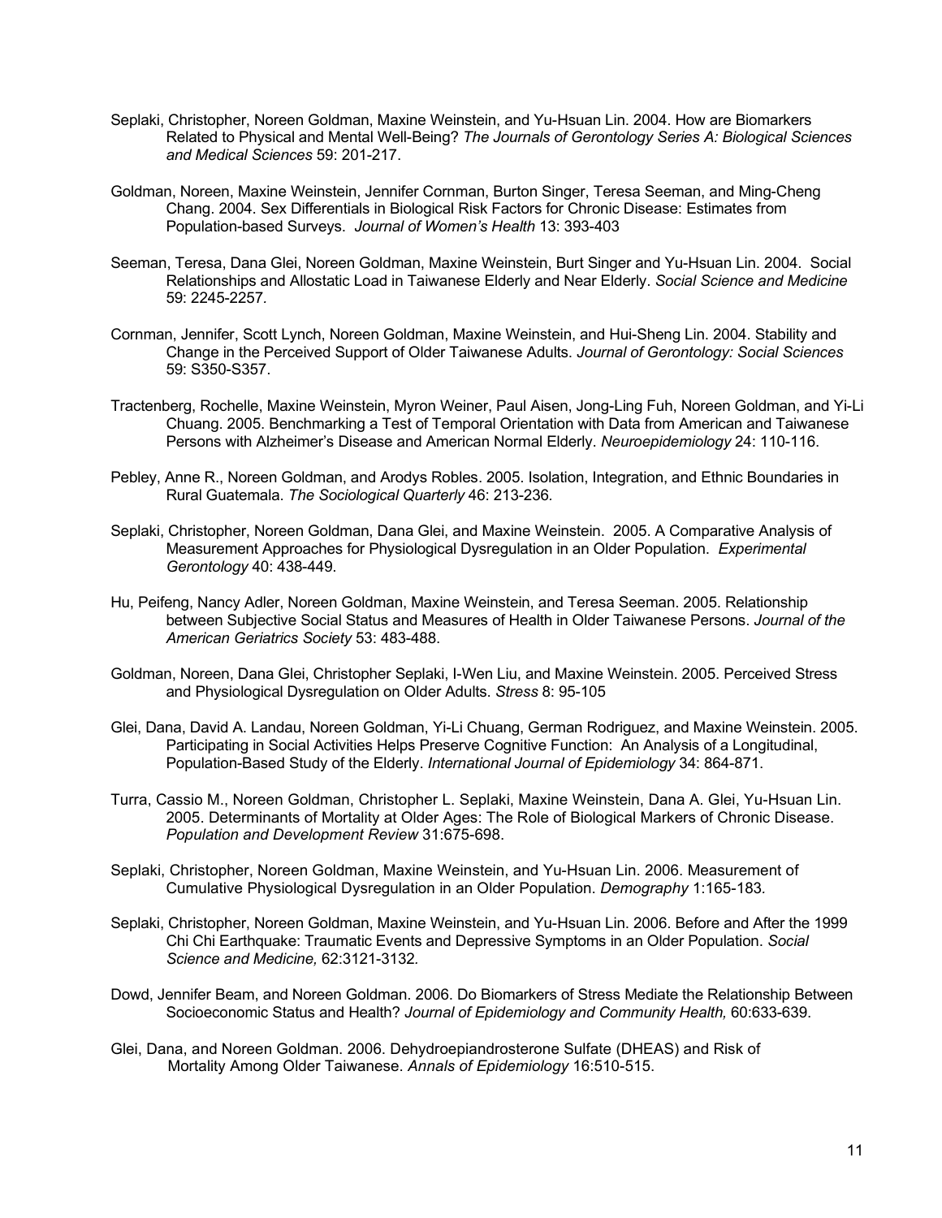Seplaki, Christopher, Noreen Goldman, Maxine Weinstein, and Yu-Hsuan Lin. 2004. How are Biomarkers Related to Physical and Mental Well-Being? *The Journals of Gerontology Series A: Biological Sciences and Medical Sciences* 59: 201-217.

Goldman, Noreen, Maxine Weinstein, Jennifer Cornman, Burton Singer, Teresa Seeman, and Ming-Cheng Chang. 2004. Sex Differentials in Biological Risk Factors for Chronic Disease: Estimates from Population-based Surveys. *Journal of Women's Health* 13: 393-403

Seeman, Teresa, Dana Glei, Noreen Goldman, Maxine Weinstein, Burt Singer and Yu-Hsuan Lin. 2004. Social Relationships and Allostatic Load in Taiwanese Elderly and Near Elderly. *Social Science and Medicine* 59: 2245-2257.

Cornman, Jennifer, Scott Lynch, Noreen Goldman, Maxine Weinstein, and Hui-Sheng Lin. 2004. Stability and Change in the Perceived Support of Older Taiwanese Adults. *Journal of Gerontology: Social Sciences* 59: S350-S357.

Tractenberg, Rochelle, Maxine Weinstein, Myron Weiner, Paul Aisen, Jong-Ling Fuh, Noreen Goldman, and Yi-Li Chuang. 2005. Benchmarking a Test of Temporal Orientation with Data from American and Taiwanese Persons with Alzheimer's Disease and American Normal Elderly. *Neuroepidemiology* 24: 110-116.

Pebley, Anne R., Noreen Goldman, and Arodys Robles. 2005. Isolation, Integration, and Ethnic Boundaries in Rural Guatemala. *The Sociological Quarterly* 46: 213-236.

Seplaki, Christopher, Noreen Goldman, Dana Glei, and Maxine Weinstein. 2005. A Comparative Analysis of Measurement Approaches for Physiological Dysregulation in an Older Population. *Experimental Gerontology* 40: 438-449.

Hu, Peifeng, Nancy Adler, Noreen Goldman, Maxine Weinstein, and Teresa Seeman. 2005. Relationship between Subjective Social Status and Measures of Health in Older Taiwanese Persons. *Journal of the American Geriatrics Society* 53: 483-488.

Goldman, Noreen, Dana Glei, Christopher Seplaki, I-Wen Liu, and Maxine Weinstein. 2005. Perceived Stress and Physiological Dysregulation on Older Adults. *Stress* 8: 95-105

Glei, Dana, David A. Landau, Noreen Goldman, Yi-Li Chuang, German Rodriguez, and Maxine Weinstein. 2005. Participating in Social Activities Helps Preserve Cognitive Function: An Analysis of a Longitudinal, Population-Based Study of the Elderly. *International Journal of Epidemiology* 34: 864-871.

Turra, Cassio M., Noreen Goldman, Christopher L. Seplaki, Maxine Weinstein, Dana A. Glei, Yu-Hsuan Lin. 2005. Determinants of Mortality at Older Ages: The Role of Biological Markers of Chronic Disease. *Population and Development Review* 31:675-698.

Seplaki, Christopher, Noreen Goldman, Maxine Weinstein, and Yu-Hsuan Lin. 2006. Measurement of Cumulative Physiological Dysregulation in an Older Population. *Demography* 1:165-183.

Seplaki, Christopher, Noreen Goldman, Maxine Weinstein, and Yu-Hsuan Lin. 2006. Before and After the 1999 Chi Chi Earthquake: Traumatic Events and Depressive Symptoms in an Older Population. *Social Science and Medicine,* 62:3121-3132.

Dowd, Jennifer Beam, and Noreen Goldman. 2006. Do Biomarkers of Stress Mediate the Relationship Between Socioeconomic Status and Health? *Journal of Epidemiology and Community Health,* 60:633-639.

Glei, Dana, and Noreen Goldman. 2006. Dehydroepiandrosterone Sulfate (DHEAS) and Risk of Mortality Among Older Taiwanese. *Annals of Epidemiology* 16:510-515.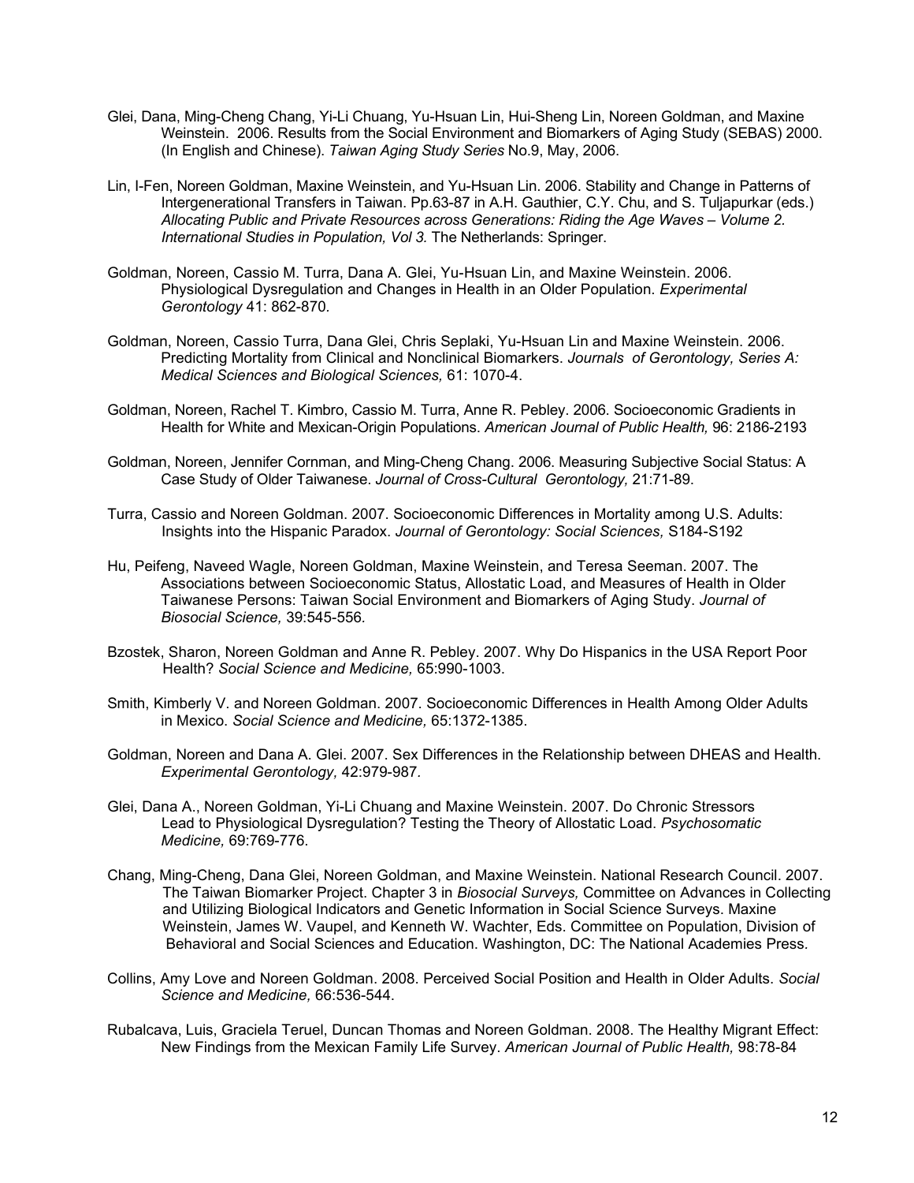Glei, Dana, Ming-Cheng Chang, Yi-Li Chuang, Yu-Hsuan Lin, Hui-Sheng Lin, Noreen Goldman, and Maxine Weinstein. 2006. Results from the Social Environment and Biomarkers of Aging Study (SEBAS) 2000. (In English and Chinese). *Taiwan Aging Study Series* No.9, May, 2006.

Lin, I-Fen, Noreen Goldman, Maxine Weinstein, and Yu-Hsuan Lin. 2006. Stability and Change in Patterns of Intergenerational Transfers in Taiwan. Pp.63-87 in A.H. Gauthier, C.Y. Chu, and S. Tuljapurkar (eds.) *Allocating Public and Private Resources across Generations: Riding the Age Waves – Volume 2. International Studies in Population, Vol 3.* The Netherlands: Springer.

Goldman, Noreen, Cassio M. Turra, Dana A. Glei, Yu-Hsuan Lin, and Maxine Weinstein. 2006. Physiological Dysregulation and Changes in Health in an Older Population. *Experimental Gerontology* 41: 862-870.

Goldman, Noreen, Cassio Turra, Dana Glei, Chris Seplaki, Yu-Hsuan Lin and Maxine Weinstein. 2006. Predicting Mortality from Clinical and Nonclinical Biomarkers. *Journals of Gerontology, Series A: Medical Sciences and Biological Sciences,* 61: 1070-4.

Goldman, Noreen, Rachel T. Kimbro, Cassio M. Turra, Anne R. Pebley. 2006. Socioeconomic Gradients in Health for White and Mexican-Origin Populations. *American Journal of Public Health,* 96: 2186-2193

Goldman, Noreen, Jennifer Cornman, and Ming-Cheng Chang. 2006. Measuring Subjective Social Status: A Case Study of Older Taiwanese. *Journal of Cross-Cultural Gerontology,* 21:71-89.

Turra, Cassio and Noreen Goldman. 2007. Socioeconomic Differences in Mortality among U.S. Adults: Insights into the Hispanic Paradox. *Journal of Gerontology: Social Sciences,* S184-S192

Hu, Peifeng, Naveed Wagle, Noreen Goldman, Maxine Weinstein, and Teresa Seeman. 2007. The Associations between Socioeconomic Status, Allostatic Load, and Measures of Health in Older Taiwanese Persons: Taiwan Social Environment and Biomarkers of Aging Study. *Journal of Biosocial Science,* 39:545-556.

Bzostek, Sharon, Noreen Goldman and Anne R. Pebley. 2007. Why Do Hispanics in the USA Report Poor Health? *Social Science and Medicine,* 65:990-1003.

Smith, Kimberly V. and Noreen Goldman. 2007. Socioeconomic Differences in Health Among Older Adults in Mexico. *Social Science and Medicine,* 65:1372-1385.

Goldman, Noreen and Dana A. Glei. 2007. Sex Differences in the Relationship between DHEAS and Health. *Experimental Gerontology,* 42:979-987.

Glei, Dana A., Noreen Goldman, Yi-Li Chuang and Maxine Weinstein. 2007. Do Chronic Stressors Lead to Physiological Dysregulation? Testing the Theory of Allostatic Load. *Psychosomatic Medicine,* 69:769-776.

Chang, Ming-Cheng, Dana Glei, Noreen Goldman, and Maxine Weinstein. National Research Council. 2007. The Taiwan Biomarker Project. Chapter 3 in *Biosocial Surveys,* Committee on Advances in Collecting and Utilizing Biological Indicators and Genetic Information in Social Science Surveys. Maxine Weinstein, James W. Vaupel, and Kenneth W. Wachter, Eds. Committee on Population, Division of Behavioral and Social Sciences and Education. Washington, DC: The National Academies Press.

Collins, Amy Love and Noreen Goldman. 2008. Perceived Social Position and Health in Older Adults. *Social Science and Medicine,* 66:536-544.

Rubalcava, Luis, Graciela Teruel, Duncan Thomas and Noreen Goldman. 2008. The Healthy Migrant Effect: New Findings from the Mexican Family Life Survey. *American Journal of Public Health,* 98:78-84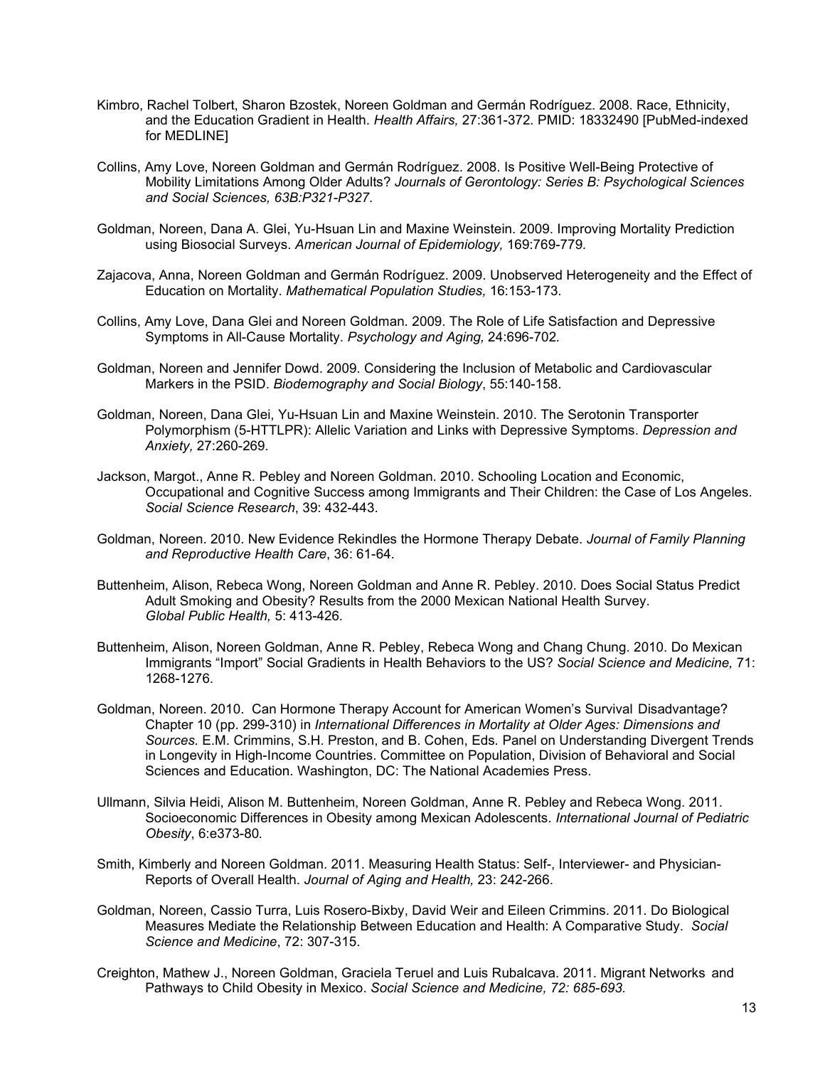Kimbro, Rachel Tolbert, Sharon Bzostek, Noreen Goldman and Germán Rodríguez. 2008. Race, Ethnicity, and the Education Gradient in Health. *Health Affairs,* 27:361-372. PMID: 18332490 [PubMed-indexed for MEDLINE]

Collins, Amy Love, Noreen Goldman and Germán Rodríguez. 2008. Is Positive Well-Being Protective of Mobility Limitations Among Older Adults? *Journals of Gerontology: Series B: Psychological Sciences and Social Sciences, 63B:P321-P327*.

Goldman, Noreen, Dana A. Glei, Yu-Hsuan Lin and Maxine Weinstein. 2009. Improving Mortality Prediction using Biosocial Surveys. *American Journal of Epidemiology,* 169:769-779*.*

Zajacova, Anna, Noreen Goldman and Germán Rodríguez. 2009. Unobserved Heterogeneity and the Effect of Education on Mortality. *Mathematical Population Studies,* 16:153-173.

Collins, Amy Love, Dana Glei and Noreen Goldman. 2009. The Role of Life Satisfaction and Depressive Symptoms in All-Cause Mortality. *Psychology and Aging,* 24:696-702*.*

Goldman, Noreen and Jennifer Dowd. 2009. Considering the Inclusion of Metabolic and Cardiovascular Markers in the PSID. *Biodemography and Social Biology*, 55:140-158.

Goldman, Noreen, Dana Glei, Yu-Hsuan Lin and Maxine Weinstein. 2010. The Serotonin Transporter Polymorphism (5-HTTLPR): Allelic Variation and Links with Depressive Symptoms. *Depression and Anxiety,* 27:260-269.

Jackson, Margot., Anne R. Pebley and Noreen Goldman. 2010. Schooling Location and Economic, Occupational and Cognitive Success among Immigrants and Their Children: the Case of Los Angeles. *Social Science Research*, 39: 432-443.

Goldman, Noreen. 2010. New Evidence Rekindles the Hormone Therapy Debate. *Journal of Family Planning and Reproductive Health Care*, 36: 61-64.

Buttenheim, Alison, Rebeca Wong, Noreen Goldman and Anne R. Pebley. 2010. Does Social Status Predict Adult Smoking and Obesity? Results from the 2000 Mexican National Health Survey. *Global Public Health,* 5: 413-426.

Buttenheim, Alison, Noreen Goldman, Anne R. Pebley, Rebeca Wong and Chang Chung. 2010. Do Mexican Immigrants "Import" Social Gradients in Health Behaviors to the US? *Social Science and Medicine,* 71: 1268-1276.

Goldman, Noreen. 2010. Can Hormone Therapy Account for American Women's Survival Disadvantage? Chapter 10 (pp. 299-310) in *International Differences in Mortality at Older Ages: Dimensions and Sources.* E.M. Crimmins, S.H. Preston, and B. Cohen, Eds. Panel on Understanding Divergent Trends in Longevity in High-Income Countries. Committee on Population, Division of Behavioral and Social Sciences and Education. Washington, DC: The National Academies Press.

Ullmann, Silvia Heidi, Alison M. Buttenheim, Noreen Goldman, Anne R. Pebley and Rebeca Wong. 2011. Socioeconomic Differences in Obesity among Mexican Adolescents. *International Journal of Pediatric Obesity*, 6:e373-80*.*

Smith, Kimberly and Noreen Goldman. 2011. Measuring Health Status: Self-, Interviewer- and Physician-Reports of Overall Health. *Journal of Aging and Health,* 23: 242-266.

Goldman, Noreen, Cassio Turra, Luis Rosero-Bixby, David Weir and Eileen Crimmins. 2011. Do Biological Measures Mediate the Relationship Between Education and Health: A Comparative Study. *Social Science and Medicine*, 72: 307-315.

Creighton, Mathew J., Noreen Goldman, Graciela Teruel and Luis Rubalcava. 2011. Migrant Networks and Pathways to Child Obesity in Mexico. *Social Science and Medicine, 72: 685-693.*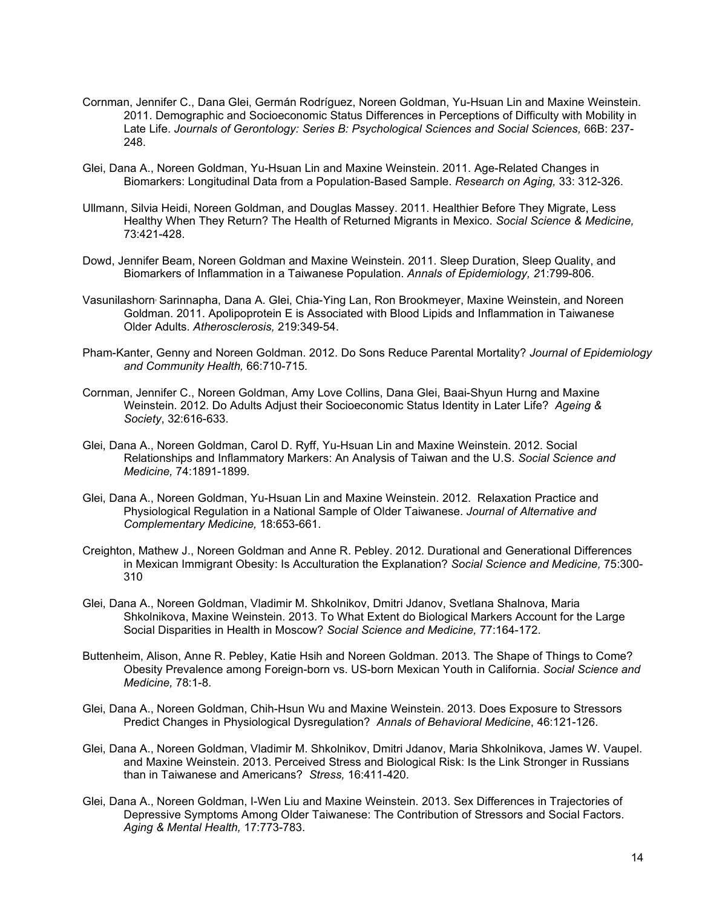Cornman, Jennifer C., Dana Glei, Germán Rodríguez, Noreen Goldman, Yu-Hsuan Lin and Maxine Weinstein. 2011. Demographic and Socioeconomic Status Differences in Perceptions of Difficulty with Mobility in Late Life. *Journals of Gerontology: Series B: Psychological Sciences and Social Sciences,* 66B: 237-248.

Glei, Dana A., Noreen Goldman, Yu-Hsuan Lin and Maxine Weinstein. 2011. Age-Related Changes in Biomarkers: Longitudinal Data from a Population-Based Sample. *Research on Aging,* 33: 312-326.

Ullmann, Silvia Heidi, Noreen Goldman, and Douglas Massey. 2011. Healthier Before They Migrate, Less Healthy When They Return? The Health of Returned Migrants in Mexico. *Social Science & Medicine,* 73:421-428.

Dowd, Jennifer Beam, Noreen Goldman and Maxine Weinstein. 2011. Sleep Duration, Sleep Quality, and Biomarkers of Inflammation in a Taiwanese Population. *Annals of Epidemiology, 2*1:799-806.

Vasunilashorn, Sarinnapha, Dana A. Glei, Chia-Ying Lan, Ron Brookmeyer, Maxine Weinstein, and Noreen Goldman. 2011. Apolipoprotein E is Associated with Blood Lipids and Inflammation in Taiwanese Older Adults. *Atherosclerosis,* 219:349-54.

Pham-Kanter, Genny and Noreen Goldman. 2012. Do Sons Reduce Parental Mortality? *Journal of Epidemiology and Community Health,* 66:710-715*.*

Cornman, Jennifer C., Noreen Goldman, Amy Love Collins, Dana Glei, Baai-Shyun Hurng and Maxine Weinstein. 2012. Do Adults Adjust their Socioeconomic Status Identity in Later Life? *Ageing & Society*, 32:616-633.

Glei, Dana A., Noreen Goldman, Carol D. Ryff, Yu-Hsuan Lin and Maxine Weinstein. 2012. Social Relationships and Inflammatory Markers: An Analysis of Taiwan and the U.S. *Social Science and Medicine,* 74:1891-1899.

Glei, Dana A., Noreen Goldman, Yu-Hsuan Lin and Maxine Weinstein. 2012. Relaxation Practice and Physiological Regulation in a National Sample of Older Taiwanese. *Journal of Alternative and Complementary Medicine,* 18:653-661.

Creighton, Mathew J., Noreen Goldman and Anne R. Pebley. 2012. Durational and Generational Differences in Mexican Immigrant Obesity: Is Acculturation the Explanation? *Social Science and Medicine,* 75:300-310

Glei, Dana A., Noreen Goldman, Vladimir M. Shkolnikov, Dmitri Jdanov, Svetlana Shalnova, Maria Shkolnikova, Maxine Weinstein. 2013. To What Extent do Biological Markers Account for the Large Social Disparities in Health in Moscow? *Social Science and Medicine,* 77:164-172.

Buttenheim, Alison, Anne R. Pebley, Katie Hsih and Noreen Goldman. 2013. The Shape of Things to Come? Obesity Prevalence among Foreign-born vs. US-born Mexican Youth in California. *Social Science and Medicine,* 78:1-8.

Glei, Dana A., Noreen Goldman, Chih-Hsun Wu and Maxine Weinstein. 2013. Does Exposure to Stressors Predict Changes in Physiological Dysregulation? *Annals of Behavioral Medicine*, 46:121-126.

Glei, Dana A., Noreen Goldman, Vladimir M. Shkolnikov, Dmitri Jdanov, Maria Shkolnikova, James W. Vaupel. and Maxine Weinstein. 2013. Perceived Stress and Biological Risk: Is the Link Stronger in Russians than in Taiwanese and Americans? *Stress,* 16:411-420.

Glei, Dana A., Noreen Goldman, I-Wen Liu and Maxine Weinstein. 2013. Sex Differences in Trajectories of Depressive Symptoms Among Older Taiwanese: The Contribution of Stressors and Social Factors. *Aging & Mental Health,* 17:773-783.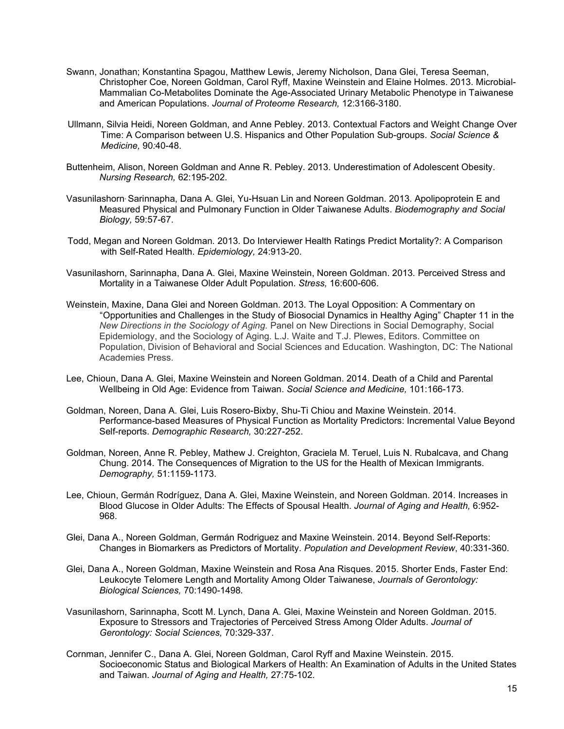Swann, Jonathan; Konstantina Spagou, Matthew Lewis, Jeremy Nicholson, Dana Glei, Teresa Seeman, Christopher Coe, Noreen Goldman, Carol Ryff, Maxine Weinstein and Elaine Holmes. 2013. Microbial-Mammalian Co-Metabolites Dominate the Age-Associated Urinary Metabolic Phenotype in Taiwanese and American Populations. *Journal of Proteome Research,* 12:3166-3180.

Ullmann, Silvia Heidi, Noreen Goldman, and Anne Pebley. 2013. Contextual Factors and Weight Change Over Time: A Comparison between U.S. Hispanics and Other Population Sub-groups. *Social Science & Medicine,* 90:40-48.

Buttenheim, Alison, Noreen Goldman and Anne R. Pebley. 2013. Underestimation of Adolescent Obesity. *Nursing Research,* 62:195-202.

Vasunilashorn, Sarinnapha, Dana A. Glei, Yu-Hsuan Lin and Noreen Goldman. 2013. Apolipoprotein E and Measured Physical and Pulmonary Function in Older Taiwanese Adults. *Biodemography and Social Biology,* 59:57-67.

Todd, Megan and Noreen Goldman. 2013. Do Interviewer Health Ratings Predict Mortality?: A Comparison with Self-Rated Health. *Epidemiology,* 24:913-20.

Vasunilashorn, Sarinnapha, Dana A. Glei, Maxine Weinstein, Noreen Goldman. 2013. Perceived Stress and Mortality in a Taiwanese Older Adult Population. *Stress,* 16:600-606.

Weinstein, Maxine, Dana Glei and Noreen Goldman. 2013. The Loyal Opposition: A Commentary on "Opportunities and Challenges in the Study of Biosocial Dynamics in Healthy Aging" Chapter 11 in the *New Directions in the Sociology of Aging.* Panel on New Directions in Social Demography, Social Epidemiology, and the Sociology of Aging. L.J. Waite and T.J. Plewes, Editors. Committee on Population, Division of Behavioral and Social Sciences and Education. Washington, DC: The National Academies Press.

Lee, Chioun, Dana A. Glei, Maxine Weinstein and Noreen Goldman. 2014. Death of a Child and Parental Wellbeing in Old Age: Evidence from Taiwan. *Social Science and Medicine,* 101:166-173.

Goldman, Noreen, Dana A. Glei, Luis Rosero-Bixby, Shu-Ti Chiou and Maxine Weinstein. 2014. Performance-based Measures of Physical Function as Mortality Predictors: Incremental Value Beyond Self-reports. *Demographic Research,* 30:227-252.

Goldman, Noreen, Anne R. Pebley, Mathew J. Creighton, Graciela M. Teruel, Luis N. Rubalcava, and Chang Chung. 2014. The Consequences of Migration to the US for the Health of Mexican Immigrants. *Demography,* 51:1159-1173.

Lee, Chioun, Germán Rodríguez, Dana A. Glei, Maxine Weinstein, and Noreen Goldman. 2014. Increases in Blood Glucose in Older Adults: The Effects of Spousal Health. *Journal of Aging and Health,* 6:952-968.

Glei, Dana A., Noreen Goldman, Germán Rodriguez and Maxine Weinstein. 2014. Beyond Self-Reports: Changes in Biomarkers as Predictors of Mortality. *Population and Development Review*, 40:331-360.

Glei, Dana A., Noreen Goldman, Maxine Weinstein and Rosa Ana Risques. 2015. Shorter Ends, Faster End: Leukocyte Telomere Length and Mortality Among Older Taiwanese, *Journals of Gerontology: Biological Sciences,* 70:1490-1498.

Vasunilashorn, Sarinnapha, Scott M. Lynch, Dana A. Glei, Maxine Weinstein and Noreen Goldman. 2015. Exposure to Stressors and Trajectories of Perceived Stress Among Older Adults. *Journal of Gerontology: Social Sciences,* 70:329-337.

Cornman, Jennifer C., Dana A. Glei, Noreen Goldman, Carol Ryff and Maxine Weinstein. 2015. Socioeconomic Status and Biological Markers of Health: An Examination of Adults in the United States and Taiwan. *Journal of Aging and Health,* 27:75-102.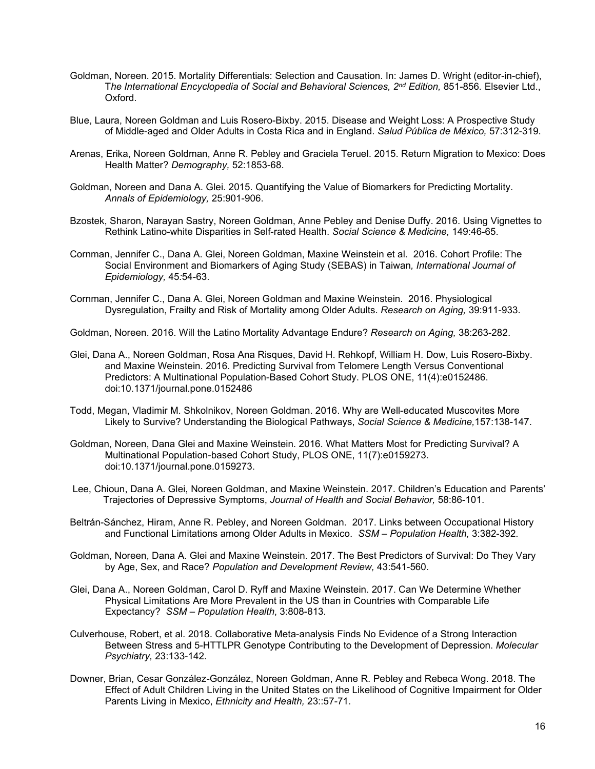Goldman, Noreen. 2015. Mortality Differentials: Selection and Causation. In: James D. Wright (editor-in-chief), *The International Encyclopedia of Social and Behavioral Sciences, 2nd Edition,* 851-856. Elsevier Ltd., Oxford.

Blue, Laura, Noreen Goldman and Luis Rosero-Bixby. 2015. Disease and Weight Loss: A Prospective Study of Middle-aged and Older Adults in Costa Rica and in England. *Salud Pública de México,* 57:312-319.

Arenas, Erika, Noreen Goldman, Anne R. Pebley and Graciela Teruel. 2015. Return Migration to Mexico: Does Health Matter? *Demography,* 52:1853-68.

Goldman, Noreen and Dana A. Glei. 2015. Quantifying the Value of Biomarkers for Predicting Mortality. *Annals of Epidemiology,* 25:901-906.

Bzostek, Sharon, Narayan Sastry, Noreen Goldman, Anne Pebley and Denise Duffy. 2016. Using Vignettes to Rethink Latino-white Disparities in Self-rated Health. *Social Science & Medicine,* 149:46-65.

Cornman, Jennifer C., Dana A. Glei, Noreen Goldman, Maxine Weinstein et al. 2016. Cohort Profile: The Social Environment and Biomarkers of Aging Study (SEBAS) in Taiwan*, International Journal of Epidemiology,* 45:54-63.

Cornman, Jennifer C., Dana A. Glei, Noreen Goldman and Maxine Weinstein. 2016. Physiological Dysregulation, Frailty and Risk of Mortality among Older Adults. *Research on Aging,* 39:911-933.

Goldman, Noreen. 2016. Will the Latino Mortality Advantage Endure? *Research on Aging,* 38:263-282.

Glei, Dana A., Noreen Goldman, Rosa Ana Risques, David H. Rehkopf, William H. Dow, Luis Rosero-Bixby. and Maxine Weinstein. 2016. Predicting Survival from Telomere Length Versus Conventional Predictors: A Multinational Population-Based Cohort Study. PLOS ONE, 11(4):e0152486. doi:10.1371/journal.pone.0152486

Todd, Megan, Vladimir M. Shkolnikov, Noreen Goldman. 2016. Why are Well-educated Muscovites More Likely to Survive? Understanding the Biological Pathways, *Social Science & Medicine,*157:138-147.

Goldman, Noreen, Dana Glei and Maxine Weinstein. 2016. What Matters Most for Predicting Survival? A Multinational Population-based Cohort Study, PLOS ONE, 11(7):e0159273. doi:10.1371/journal.pone.0159273.

Lee, Chioun, Dana A. Glei, Noreen Goldman, and Maxine Weinstein. 2017. Children's Education and Parents' Trajectories of Depressive Symptoms, *Journal of Health and Social Behavior,* 58:86-101.

Beltrán-Sánchez, Hiram, Anne R. Pebley, and Noreen Goldman. 2017. Links between Occupational History and Functional Limitations among Older Adults in Mexico. *SSM – Population Health,* 3:382-392.

Goldman, Noreen, Dana A. Glei and Maxine Weinstein. 2017. The Best Predictors of Survival: Do They Vary by Age, Sex, and Race? *Population and Development Review,* 43:541-560.

Glei, Dana A., Noreen Goldman, Carol D. Ryff and Maxine Weinstein. 2017. Can We Determine Whether Physical Limitations Are More Prevalent in the US than in Countries with Comparable Life Expectancy? *SSM – Population Health*, 3:808-813.

Culverhouse, Robert, et al. 2018. Collaborative Meta-analysis Finds No Evidence of a Strong Interaction Between Stress and 5-HTTLPR Genotype Contributing to the Development of Depression. *Molecular Psychiatry,* 23:133-142.

Downer, Brian, Cesar González-González, Noreen Goldman, Anne R. Pebley and Rebeca Wong. 2018. The Effect of Adult Children Living in the United States on the Likelihood of Cognitive Impairment for Older Parents Living in Mexico, *Ethnicity and Health,* 23::57-71.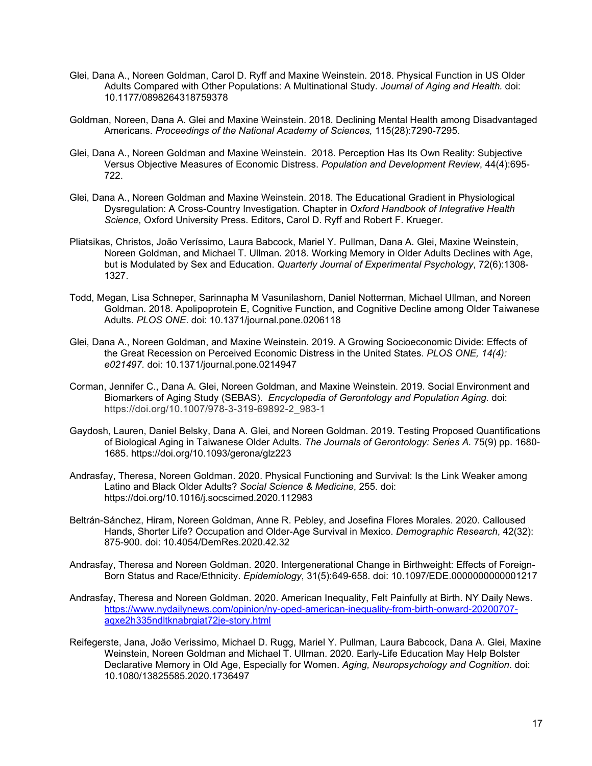Glei, Dana A., Noreen Goldman, Carol D. Ryff and Maxine Weinstein. 2018. Physical Function in US Older Adults Compared with Other Populations: A Multinational Study. *Journal of Aging and Health.* doi: 10.1177/0898264318759378

Goldman, Noreen, Dana A. Glei and Maxine Weinstein. 2018. Declining Mental Health among Disadvantaged Americans. *Proceedings of the National Academy of Sciences,* 115(28):7290-7295.

Glei, Dana A., Noreen Goldman and Maxine Weinstein. 2018. Perception Has Its Own Reality: Subjective Versus Objective Measures of Economic Distress. *Population and Development Review*, 44(4):695-722.

Glei, Dana A., Noreen Goldman and Maxine Weinstein. 2018. The Educational Gradient in Physiological Dysregulation: A Cross-Country Investigation. Chapter in *Oxford Handbook of Integrative Health Science,* Oxford University Press. Editors, Carol D. Ryff and Robert F. Krueger.

Pliatsikas, Christos, João Veríssimo, Laura Babcock, Mariel Y. Pullman, Dana A. Glei, Maxine Weinstein, Noreen Goldman, and Michael T. Ullman. 2018. Working Memory in Older Adults Declines with Age, but is Modulated by Sex and Education. *Quarterly Journal of Experimental Psychology*, 72(6):1308-1327.

Todd, Megan, Lisa Schneper, Sarinnapha M Vasunilashorn, Daniel Notterman, Michael Ullman, and Noreen Goldman. 2018. Apolipoprotein E, Cognitive Function, and Cognitive Decline among Older Taiwanese Adults. *PLOS ONE*. doi: 10.1371/journal.pone.0206118

Glei, Dana A., Noreen Goldman, and Maxine Weinstein. 2019. A Growing Socioeconomic Divide: Effects of the Great Recession on Perceived Economic Distress in the United States. *PLOS ONE, 14(4): e021497.* doi: 10.1371/journal.pone.0214947

Corman, Jennifer C., Dana A. Glei, Noreen Goldman, and Maxine Weinstein. 2019. Social Environment and Biomarkers of Aging Study (SEBAS). *Encyclopedia of Gerontology and Population Aging.* doi: https://doi.org/10.1007/978-3-319-69892-2_983-1

Gaydosh, Lauren, Daniel Belsky, Dana A. Glei, and Noreen Goldman. 2019. Testing Proposed Quantifications of Biological Aging in Taiwanese Older Adults. *The Journals of Gerontology: Series A.* 75(9) pp. 1680-1685. https://doi.org/10.1093/gerona/glz223

Andrasfay, Theresa, Noreen Goldman. 2020. Physical Functioning and Survival: Is the Link Weaker among Latino and Black Older Adults? *Social Science & Medicine*, 255. doi: https://doi.org/10.1016/j.socscimed.2020.112983

Beltrán-Sánchez, Hiram, Noreen Goldman, Anne R. Pebley, and Josefina Flores Morales. 2020. Calloused Hands, Shorter Life? Occupation and Older-Age Survival in Mexico. *Demographic Research*, 42(32): 875-900. doi: 10.4054/DemRes.2020.42.32

Andrasfay, Theresa and Noreen Goldman. 2020. Intergenerational Change in Birthweight: Effects of Foreign-Born Status and Race/Ethnicity. *Epidemiology*, 31(5):649-658. doi: 10.1097/EDE.0000000000001217

Andrasfay, Theresa and Noreen Goldman. 2020. American Inequality, Felt Painfully at Birth. NY Daily News. https://www.nydailynews.com/opinion/ny-oped-american-inequality-from-birth-onward-20200707-aqxe2h335ndltknabrgiat72je-story.html

Reifegerste, Jana, João Verissimo, Michael D. Rugg, Mariel Y. Pullman, Laura Babcock, Dana A. Glei, Maxine Weinstein, Noreen Goldman and Michael T. Ullman. 2020. Early-Life Education May Help Bolster Declarative Memory in Old Age, Especially for Women. *Aging, Neuropsychology and Cognition*. doi: 10.1080/13825585.2020.1736497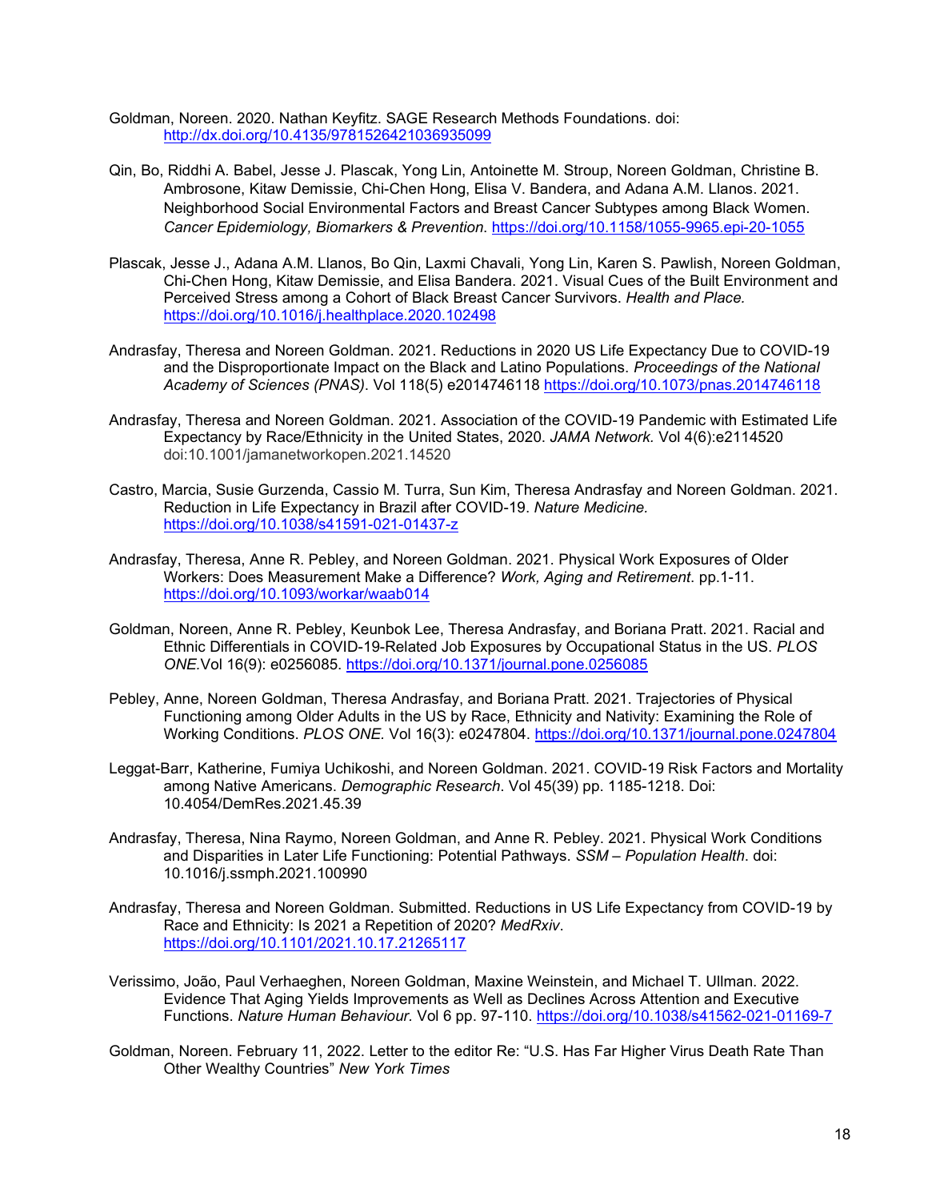Goldman, Noreen. 2020. Nathan Keyfitz. SAGE Research Methods Foundations. doi: http://dx.doi.org/10.4135/9781526421036935099

Qin, Bo, Riddhi A. Babel, Jesse J. Plascak, Yong Lin, Antoinette M. Stroup, Noreen Goldman, Christine B. Ambrosone, Kitaw Demissie, Chi-Chen Hong, Elisa V. Bandera, and Adana A.M. Llanos. 2021. Neighborhood Social Environmental Factors and Breast Cancer Subtypes among Black Women. *Cancer Epidemiology, Biomarkers & Prevention*. https://doi.org/10.1158/1055-9965.epi-20-1055

Plascak, Jesse J., Adana A.M. Llanos, Bo Qin, Laxmi Chavali, Yong Lin, Karen S. Pawlish, Noreen Goldman, Chi-Chen Hong, Kitaw Demissie, and Elisa Bandera. 2021. Visual Cues of the Built Environment and Perceived Stress among a Cohort of Black Breast Cancer Survivors. *Health and Place.* https://doi.org/10.1016/j.healthplace.2020.102498

Andrasfay, Theresa and Noreen Goldman. 2021. Reductions in 2020 US Life Expectancy Due to COVID-19 and the Disproportionate Impact on the Black and Latino Populations. *Proceedings of the National Academy of Sciences (PNAS)*. Vol 118(5) e2014746118 https://doi.org/10.1073/pnas.2014746118

Andrasfay, Theresa and Noreen Goldman. 2021. Association of the COVID-19 Pandemic with Estimated Life Expectancy by Race/Ethnicity in the United States, 2020. *JAMA Network.* Vol 4(6):e2114520 doi:10.1001/jamanetworkopen.2021.14520

Castro, Marcia, Susie Gurzenda, Cassio M. Turra, Sun Kim, Theresa Andrasfay and Noreen Goldman. 2021. Reduction in Life Expectancy in Brazil after COVID-19. *Nature Medicine.* https://doi.org/10.1038/s41591-021-01437-z

Andrasfay, Theresa, Anne R. Pebley, and Noreen Goldman. 2021. Physical Work Exposures of Older Workers: Does Measurement Make a Difference? *Work, Aging and Retirement*. pp.1-11. https://doi.org/10.1093/workar/waab014

Goldman, Noreen, Anne R. Pebley, Keunbok Lee, Theresa Andrasfay, and Boriana Pratt. 2021. Racial and Ethnic Differentials in COVID-19-Related Job Exposures by Occupational Status in the US. *PLOS ONE.*Vol 16(9): e0256085. https://doi.org/10.1371/journal.pone.0256085

Pebley, Anne, Noreen Goldman, Theresa Andrasfay, and Boriana Pratt. 2021. Trajectories of Physical Functioning among Older Adults in the US by Race, Ethnicity and Nativity: Examining the Role of Working Conditions. *PLOS ONE.* Vol 16(3): e0247804. https://doi.org/10.1371/journal.pone.0247804

Leggat-Barr, Katherine, Fumiya Uchikoshi, and Noreen Goldman. 2021. COVID-19 Risk Factors and Mortality among Native Americans. *Demographic Research*. Vol 45(39) pp. 1185-1218. Doi: 10.4054/DemRes.2021.45.39

Andrasfay, Theresa, Nina Raymo, Noreen Goldman, and Anne R. Pebley. 2021. Physical Work Conditions and Disparities in Later Life Functioning: Potential Pathways. *SSM – Population Health*. doi: 10.1016/j.ssmph.2021.100990

Andrasfay, Theresa and Noreen Goldman. Submitted. Reductions in US Life Expectancy from COVID-19 by Race and Ethnicity: Is 2021 a Repetition of 2020? *MedRxiv*. https://doi.org/10.1101/2021.10.17.21265117

Verissimo, João, Paul Verhaeghen, Noreen Goldman, Maxine Weinstein, and Michael T. Ullman. 2022. Evidence That Aging Yields Improvements as Well as Declines Across Attention and Executive Functions. *Nature Human Behaviour*. Vol 6 pp. 97-110. https://doi.org/10.1038/s41562-021-01169-7

Goldman, Noreen. February 11, 2022. Letter to the editor Re: "U.S. Has Far Higher Virus Death Rate Than Other Wealthy Countries" *New York Times*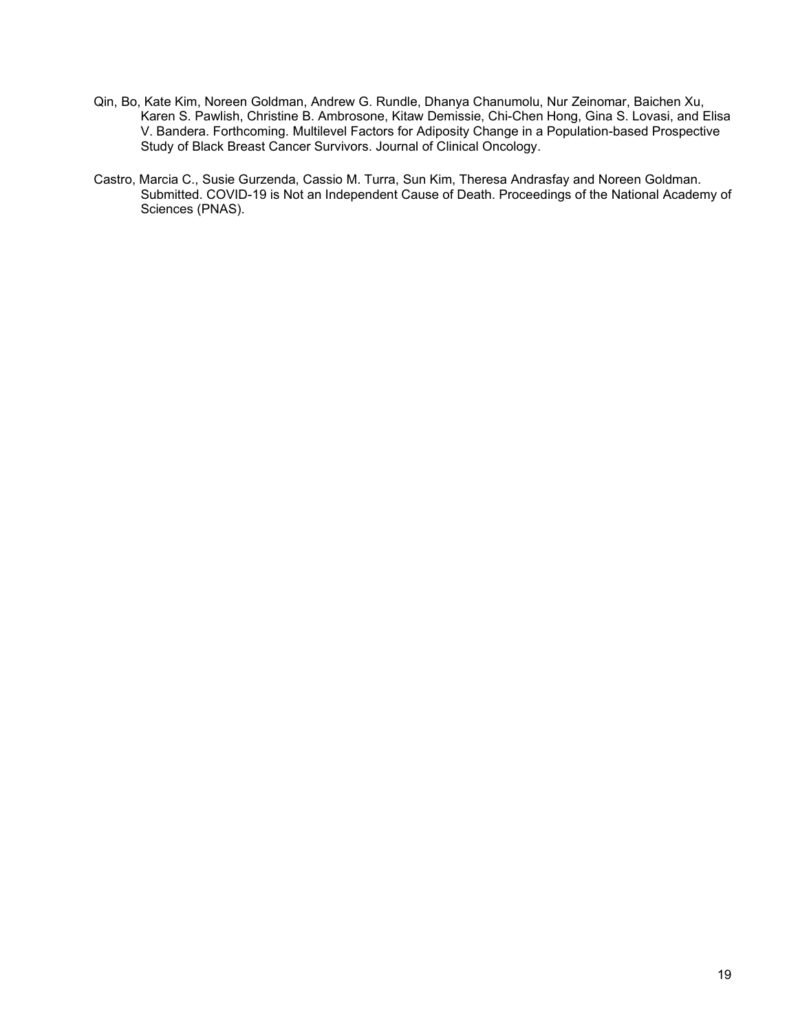Qin, Bo, Kate Kim, Noreen Goldman, Andrew G. Rundle, Dhanya Chanumolu, Nur Zeinomar, Baichen Xu, Karen S. Pawlish, Christine B. Ambrosone, Kitaw Demissie, Chi-Chen Hong, Gina S. Lovasi, and Elisa V. Bandera. Forthcoming. Multilevel Factors for Adiposity Change in a Population-based Prospective Study of Black Breast Cancer Survivors. Journal of Clinical Oncology.

Castro, Marcia C., Susie Gurzenda, Cassio M. Turra, Sun Kim, Theresa Andrasfay and Noreen Goldman. Submitted. COVID-19 is Not an Independent Cause of Death. Proceedings of the National Academy of Sciences (PNAS).